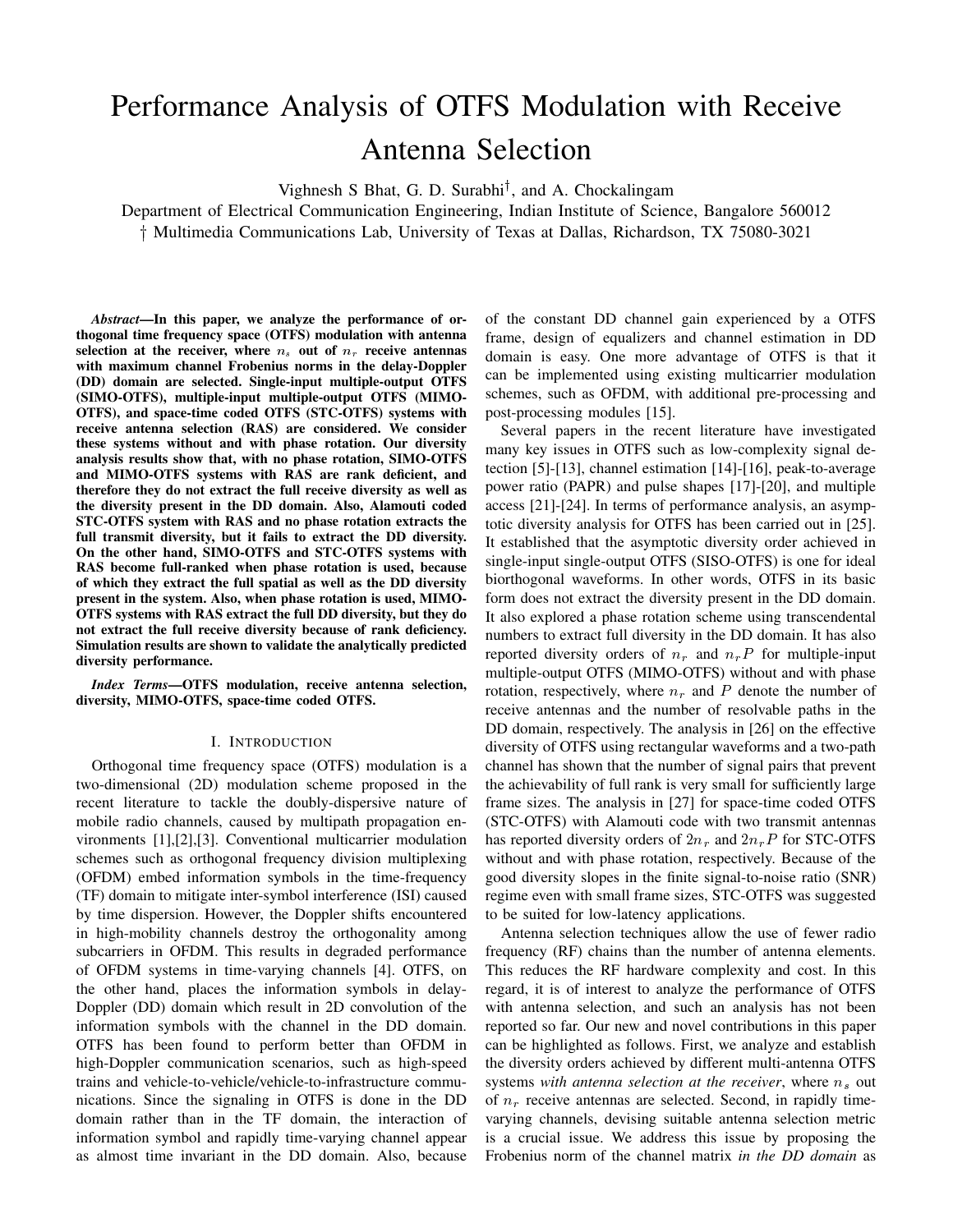// Performance Analysis of OTFS Modulation with Receive Antenna Selection

Vighnesh S Bhat, G. D. Surabhi†, and A. Chockalingam

Department of Electrical Communication Engineering, Indian Institute of Science, Bangalore 560012

† Multimedia Communications Lab, University of Texas at Dallas, Richardson, TX 75080-3021

***Abstract*—In this paper, we analyze the performance of orthogonal time frequency space (OTFS) modulation with antenna selection at the receiver, where $n_s$ out of $n_r$ receive antennas with maximum channel Frobenius norms in the delay-Doppler (DD) domain are selected. Single-input multiple-output OTFS (SIMO-OTFS), multiple-input multiple-output OTFS (MIMO-OTFS), and space-time coded OTFS (STC-OTFS) systems with receive antenna selection (RAS) are considered. We consider these systems without and with phase rotation. Our diversity analysis results show that, with no phase rotation, SIMO-OTFS and MIMO-OTFS systems with RAS are rank deficient, and therefore they do not extract the full receive diversity as well as the diversity present in the DD domain. Also, Alamouti coded STC-OTFS system with RAS and no phase rotation extracts the full transmit diversity, but it fails to extract the DD diversity. On the other hand, SIMO-OTFS and STC-OTFS systems with RAS become full-ranked when phase rotation is used, because of which they extract the full spatial as well as the DD diversity present in the system. Also, when phase rotation is used, MIMO-OTFS systems with RAS extract the full DD diversity, but they do not extract the full receive diversity because of rank deficiency. Simulation results are shown to validate the analytically predicted diversity performance.**

***Index Terms*—OTFS modulation, receive antenna selection, diversity, MIMO-OTFS, space-time coded OTFS.**

## I. Introduction

Orthogonal time frequency space (OTFS) modulation is a two-dimensional (2D) modulation scheme proposed in the recent literature to tackle the doubly-dispersive nature of mobile radio channels, caused by multipath propagation environments [1],[2],[3]. Conventional multicarrier modulation schemes such as orthogonal frequency division multiplexing (OFDM) embed information symbols in the time-frequency (TF) domain to mitigate inter-symbol interference (ISI) caused by time dispersion. However, the Doppler shifts encountered in high-mobility channels destroy the orthogonality among subcarriers in OFDM. This results in degraded performance of OFDM systems in time-varying channels [4]. OTFS, on the other hand, places the information symbols in delay-Doppler (DD) domain which result in 2D convolution of the information symbols with the channel in the DD domain. OTFS has been found to perform better than OFDM in high-Doppler communication scenarios, such as high-speed trains and vehicle-to-vehicle/vehicle-to-infrastructure communications. Since the signaling in OTFS is done in the DD domain rather than in the TF domain, the interaction of information symbol and rapidly time-varying channel appear as almost time invariant in the DD domain. Also, because of the constant DD channel gain experienced by a OTFS frame, design of equalizers and channel estimation in DD domain is easy. One more advantage of OTFS is that it can be implemented using existing multicarrier modulation schemes, such as OFDM, with additional pre-processing and post-processing modules [15].

Several papers in the recent literature have investigated many key issues in OTFS such as low-complexity signal detection [5]-[13], channel estimation [14]-[16], peak-to-average power ratio (PAPR) and pulse shapes [17]-[20], and multiple access [21]-[24]. In terms of performance analysis, an asymptotic diversity analysis for OTFS has been carried out in [25]. It established that the asymptotic diversity order achieved in single-input single-output OTFS (SISO-OTFS) is one for ideal biorthogonal waveforms. In other words, OTFS in its basic form does not extract the diversity present in the DD domain. It also explored a phase rotation scheme using transcendental numbers to extract full diversity in the DD domain. It has also reported diversity orders of $n_r$ and $n_rP$ for multiple-input multiple-output OTFS (MIMO-OTFS) without and with phase rotation, respectively, where $n_r$ and $P$ denote the number of receive antennas and the number of resolvable paths in the DD domain, respectively. The analysis in [26] on the effective diversity of OTFS using rectangular waveforms and a two-path channel has shown that the number of signal pairs that prevent the achievability of full rank is very small for sufficiently large frame sizes. The analysis in [27] for space-time coded OTFS (STC-OTFS) with Alamouti code with two transmit antennas has reported diversity orders of $2n_r$ and $2n_rP$ for STC-OTFS without and with phase rotation, respectively. Because of the good diversity slopes in the finite signal-to-noise ratio (SNR) regime even with small frame sizes, STC-OTFS was suggested to be suited for low-latency applications.

Antenna selection techniques allow the use of fewer radio frequency (RF) chains than the number of antenna elements. This reduces the RF hardware complexity and cost. In this regard, it is of interest to analyze the performance of OTFS with antenna selection, and such an analysis has not been reported so far. Our new and novel contributions in this paper can be highlighted as follows. First, we analyze and establish the diversity orders achieved by different multi-antenna OTFS systems *with antenna selection at the receiver*, where $n_s$ out of $n_r$ receive antennas are selected. Second, in rapidly time-varying channels, devising suitable antenna selection metric is a crucial issue. We address this issue by proposing the Frobenius norm of the channel matrix *in the DD domain* as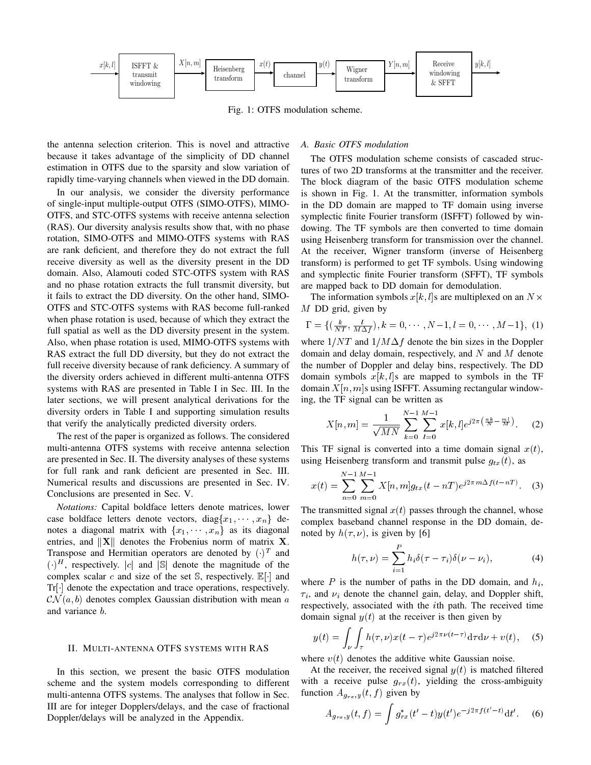Fig. 1: OTFS modulation scheme.

the antenna selection criterion. This is novel and attractive because it takes advantage of the simplicity of DD channel estimation in OTFS due to the sparsity and slow variation of rapidly time-varying channels when viewed in the DD domain.

In our analysis, we consider the diversity performance of single-input multiple-output OTFS (SIMO-OTFS), MIMO-OTFS, and STC-OTFS systems with receive antenna selection (RAS). Our diversity analysis results show that, with no phase rotation, SIMO-OTFS and MIMO-OTFS systems with RAS are rank deficient, and therefore they do not extract the full receive diversity as well as the diversity present in the DD domain. Also, Alamouti coded STC-OTFS system with RAS and no phase rotation extracts the full transmit diversity, but it fails to extract the DD diversity. On the other hand, SIMO-OTFS and STC-OTFS systems with RAS become full-ranked when phase rotation is used, because of which they extract the full spatial as well as the DD diversity present in the system. Also, when phase rotation is used, MIMO-OTFS systems with RAS extract the full DD diversity, but they do not extract the full receive diversity because of rank deficiency. A summary of the diversity orders achieved in different multi-antenna OTFS systems with RAS are presented in Table I in Sec. III. In the later sections, we will present analytical derivations for the diversity orders in Table I and supporting simulation results that verify the analytically predicted diversity orders.

The rest of the paper is organized as follows. The considered multi-antenna OTFS systems with receive antenna selection are presented in Sec. II. The diversity analyses of these systems for full rank and rank deficient are presented in Sec. III. Numerical results and discussions are presented in Sec. IV. Conclusions are presented in Sec. V.

*Notations:* Capital boldface letters denote matrices, lower case boldface letters denote vectors, $\text{diag}\{x_1, \cdots, x_n\}$ denotes a diagonal matrix with $\{x_1, \cdots, x_n\}$ as its diagonal entries, and $\|\mathbf{X}\|$ denotes the Frobenius norm of matrix $\mathbf{X}$. Transpose and Hermitian operators are denoted by $(\cdot)^T$ and $(\cdot)^H$, respectively. $|c|$ and $|\mathbb{S}|$ denote the magnitude of the complex scalar $c$ and size of the set $\mathbb{S}$, respectively. $\mathbb{E}[\cdot]$ and $\text{Tr}[\cdot]$ denote the expectation and trace operations, respectively. $\mathcal{CN}(a, b)$ denotes complex Gaussian distribution with mean $a$ and variance $b$.

## II. Multi-antenna OTFS systems with RAS

In this section, we present the basic OTFS modulation scheme and the system models corresponding to different multi-antenna OTFS systems. The analyses that follow in Sec. III are for integer Dopplers/delays, and the case of fractional Doppler/delays will be analyzed in the Appendix.

### A. Basic OTFS modulation

The OTFS modulation scheme consists of cascaded structures of two 2D transforms at the transmitter and the receiver. The block diagram of the basic OTFS modulation scheme is shown in Fig. 1. At the transmitter, information symbols in the DD domain are mapped to TF domain using inverse symplectic finite Fourier transform (ISFFT) followed by windowing. The TF symbols are then converted to time domain using Heisenberg transform for transmission over the channel. At the receiver, Wigner transform (inverse of Heisenberg transform) is performed to get TF symbols. Using windowing and symplectic finite Fourier transform (SFFT), TF symbols are mapped back to DD domain for demodulation.

The information symbols $x[k, l]$s are multiplexed on an $N \times M$ DD grid, given by

$$\Gamma = \{(\tfrac{k}{NT}, \tfrac{l}{M\Delta f}), k = 0, \cdots, N-1, l = 0, \cdots, M-1\}, \tag{1}$$

where $1/NT$ and $1/M\Delta f$ denote the bin sizes in the Doppler domain and delay domain, respectively, and $N$ and $M$ denote the number of Doppler and delay bins, respectively. The DD domain symbols $x[k, l]$s are mapped to symbols in the TF domain $X[n, m]$s using ISFFT. Assuming rectangular windowing, the TF signal can be written as

$$X[n, m] = \frac{1}{\sqrt{MN}} \sum_{k=0}^{N-1} \sum_{l=0}^{M-1} x[k, l] e^{j2\pi\left(\frac{nk}{N} - \frac{ml}{M}\right)}. \tag{2}$$

This TF signal is converted into a time domain signal $x(t)$, using Heisenberg transform and transmit pulse $g_{tx}(t)$, as

$$x(t) = \sum_{n=0}^{N-1} \sum_{m=0}^{M-1} X[n, m] g_{tx}(t - nT) e^{j2\pi m\Delta f(t-nT)}. \tag{3}$$

The transmitted signal $x(t)$ passes through the channel, whose complex baseband channel response in the DD domain, denoted by $h(\tau, \nu)$, is given by [6]

$$h(\tau, \nu) = \sum_{i=1}^{P} h_i \delta(\tau - \tau_i) \delta(\nu - \nu_i), \tag{4}$$

where $P$ is the number of paths in the DD domain, and $h_i$, $\tau_i$, and $\nu_i$ denote the channel gain, delay, and Doppler shift, respectively, associated with the $i$th path. The received time domain signal $y(t)$ at the receiver is then given by

$$y(t) = \int_{\nu} \int_{\tau} h(\tau, \nu) x(t - \tau) e^{j2\pi\nu(t-\tau)} \mathrm{d}\tau \mathrm{d}\nu + v(t), \tag{5}$$

where $v(t)$ denotes the additive white Gaussian noise.

At the receiver, the received signal $y(t)$ is matched filtered with a receive pulse $g_{rx}(t)$, yielding the cross-ambiguity function $A_{g_{rx}, y}(t, f)$ given by

$$A_{g_{rx}, y}(t, f) = \int g_{rx}^*(t' - t) y(t') e^{-j2\pi f(t'-t)} \mathrm{d}t'. \tag{6}$$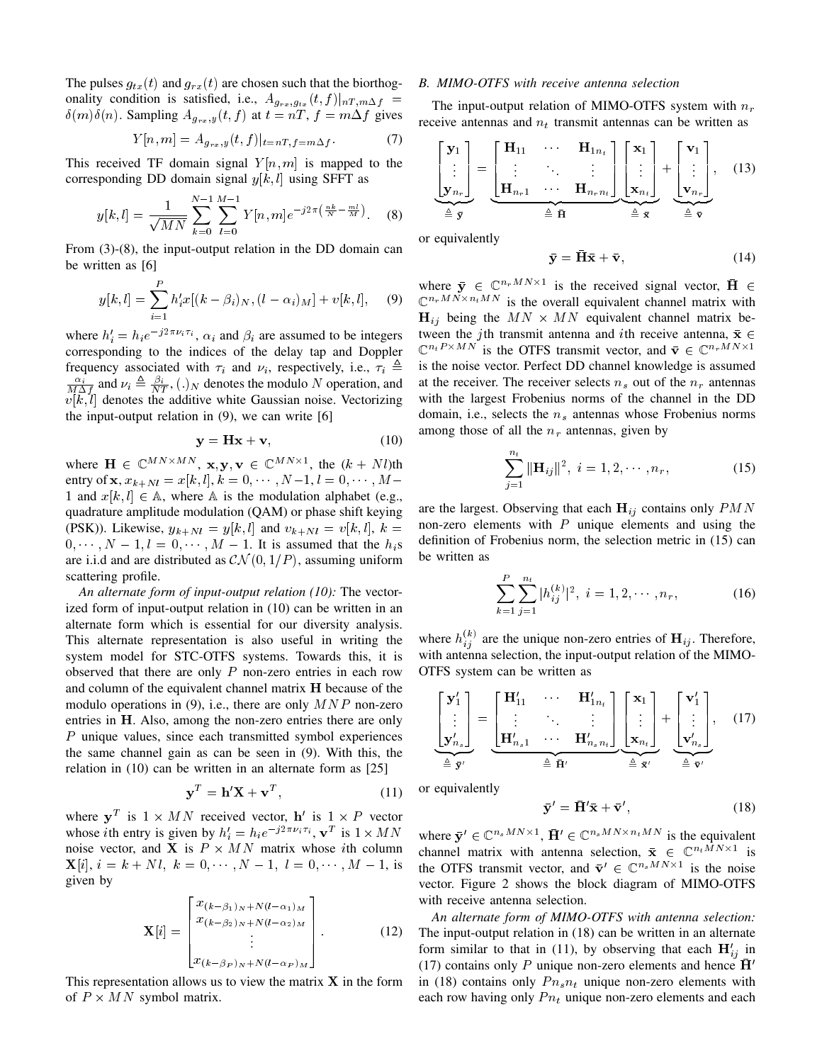The pulses $g_{tx}(t)$ and $g_{rx}(t)$ are chosen such that the biorthogonality condition is satisfied, i.e., $A_{g_{rx},g_{tx}}(t,f)|_{nT,m\Delta f} = \delta(m)\delta(n)$. Sampling $A_{g_{rx},y}(t,f)$ at $t = nT$, $f = m\Delta f$ gives

$$Y[n,m] = A_{g_{rx},y}(t,f)|_{t=nT, f=m\Delta f}. \quad (7)$$

This received TF domain signal $Y[n,m]$ is mapped to the corresponding DD domain signal $y[k,l]$ using SFFT as

$$y[k,l] = \frac{1}{\sqrt{MN}} \sum_{k=0}^{N-1} \sum_{l=0}^{M-1} Y[n,m] e^{-j2\pi\left(\frac{nk}{N} - \frac{ml}{M}\right)}. \quad (8)$$

From (3)-(8), the input-output relation in the DD domain can be written as [6]

$$y[k,l] = \sum_{i=1}^{P} h'_i x[(k-\beta_i)_N, (l-\alpha_i)_M] + v[k,l], \quad (9)$$

where $h'_i = h_i e^{-j2\pi\nu_i\tau_i}$, $\alpha_i$ and $\beta_i$ are assumed to be integers corresponding to the indices of the delay tap and Doppler frequency associated with $\tau_i$ and $\nu_i$, respectively, i.e., $\tau_i \triangleq \frac{\alpha_i}{M\Delta f}$ and $\nu_i \triangleq \frac{\beta_i}{NT}$, $(.)_N$ denotes the modulo $N$ operation, and $v[k,l]$ denotes the additive white Gaussian noise. Vectorizing the input-output relation in (9), we can write [6]

$$\mathbf{y} = \mathbf{H}\mathbf{x} + \mathbf{v}, \quad (10)$$

where $\mathbf{H} \in \mathbb{C}^{MN\times MN}$, $\mathbf{x}, \mathbf{y}, \mathbf{v} \in \mathbb{C}^{MN\times 1}$, the $(k+Nl)$th entry of $\mathbf{x}$, $x_{k+Nl} = x[k,l]$, $k = 0,\cdots,N-1$, $l = 0,\cdots,M-1$ and $x[k,l] \in \mathbb{A}$, where $\mathbb{A}$ is the modulation alphabet (e.g., quadrature amplitude modulation (QAM) or phase shift keying (PSK)). Likewise, $y_{k+Nl} = y[k,l]$ and $v_{k+Nl} = v[k,l]$, $k = 0,\cdots,N-1$, $l = 0,\cdots,M-1$. It is assumed that the $h_i$s are i.i.d and are distributed as $\mathcal{CN}(0, 1/P)$, assuming uniform scattering profile.

*An alternate form of input-output relation (10):* The vectorized form of input-output relation in (10) can be written in an alternate form which is essential for our diversity analysis. This alternate representation is also useful in writing the system model for STC-OTFS systems. Towards this, it is observed that there are only $P$ non-zero entries in each row and column of the equivalent channel matrix $\mathbf{H}$ because of the modulo operations in (9), i.e., there are only $MNP$ non-zero entries in $\mathbf{H}$. Also, among the non-zero entries there are only $P$ unique values, since each transmitted symbol experiences the same channel gain as can be seen in (9). With this, the relation in (10) can be written in an alternate form as [25]

$$\mathbf{y}^T = \mathbf{h}'\mathbf{X} + \mathbf{v}^T, \quad (11)$$

where $\mathbf{y}^T$ is $1 \times MN$ received vector, $\mathbf{h}'$ is $1 \times P$ vector whose $i$th entry is given by $h'_i = h_i e^{-j2\pi\nu_i\tau_i}$, $\mathbf{v}^T$ is $1 \times MN$ noise vector, and $\mathbf{X}$ is $P \times MN$ matrix whose $i$th column $\mathbf{X}[i]$, $i = k+Nl$, $k = 0,\cdots,N-1$, $l = 0,\cdots,M-1$, is given by

$$\mathbf{X}[i] = \begin{bmatrix} x_{(k-\beta_1)_N + N(l-\alpha_1)_M} \\ x_{(k-\beta_2)_N + N(l-\alpha_2)_M} \\ \vdots \\ x_{(k-\beta_P)_N + N(l-\alpha_P)_M} \end{bmatrix}. \quad (12)$$

This representation allows us to view the matrix $\mathbf{X}$ in the form of $P \times MN$ symbol matrix.

### B. MIMO-OTFS with receive antenna selection

The input-output relation of MIMO-OTFS system with $n_r$ receive antennas and $n_t$ transmit antennas can be written as

$$\underbrace{\begin{bmatrix} \mathbf{y}_1 \\ \vdots \\ \mathbf{y}_{n_r} \end{bmatrix}}_{\triangleq \bar{\mathbf{y}}} = \underbrace{\begin{bmatrix} \mathbf{H}_{11} & \cdots & \mathbf{H}_{1n_t} \\ \vdots & \ddots & \vdots \\ \mathbf{H}_{n_r1} & \cdots & \mathbf{H}_{n_rn_t} \end{bmatrix}}_{\triangleq \bar{\mathbf{H}}} \underbrace{\begin{bmatrix} \mathbf{x}_1 \\ \vdots \\ \mathbf{x}_{n_t} \end{bmatrix}}_{\triangleq \bar{\mathbf{x}}} + \underbrace{\begin{bmatrix} \mathbf{v}_1 \\ \vdots \\ \mathbf{v}_{n_r} \end{bmatrix}}_{\triangleq \bar{\mathbf{v}}}, \quad (13)$$

or equivalently

$$\bar{\mathbf{y}} = \bar{\mathbf{H}}\bar{\mathbf{x}} + \bar{\mathbf{v}}, \quad (14)$$

where $\bar{\mathbf{y}} \in \mathbb{C}^{n_rMN\times 1}$ is the received signal vector, $\bar{\mathbf{H}} \in \mathbb{C}^{n_rMN\times n_tMN}$ is the overall equivalent channel matrix with $\mathbf{H}_{ij}$ being the $MN \times MN$ equivalent channel matrix between the $j$th transmit antenna and $i$th receive antenna, $\bar{\mathbf{x}} \in \mathbb{C}^{n_tP\times MN}$ is the OTFS transmit vector, and $\bar{\mathbf{v}} \in \mathbb{C}^{n_rMN\times 1}$ is the noise vector. Perfect DD channel knowledge is assumed at the receiver. The receiver selects $n_s$ out of the $n_r$ antennas with the largest Frobenius norms of the channel in the DD domain, i.e., selects the $n_s$ antennas whose Frobenius norms among those of all the $n_r$ antennas, given by

$$\sum_{j=1}^{n_t} \|\mathbf{H}_{ij}\|^2, \ i = 1,2,\cdots,n_r, \quad (15)$$

are the largest. Observing that each $\mathbf{H}_{ij}$ contains only $PMN$ non-zero elements with $P$ unique elements and using the definition of Frobenius norm, the selection metric in (15) can be written as

$$\sum_{k=1}^{P}\sum_{j=1}^{n_t} |h_{ij}^{(k)}|^2, \ i = 1,2,\cdots,n_r, \quad (16)$$

where $h_{ij}^{(k)}$ are the unique non-zero entries of $\mathbf{H}_{ij}$. Therefore, with antenna selection, the input-output relation of the MIMO-OTFS system can be written as

$$\underbrace{\begin{bmatrix} \mathbf{y}'_1 \\ \vdots \\ \mathbf{y}'_{n_s} \end{bmatrix}}_{\triangleq \bar{\mathbf{y}}'} = \underbrace{\begin{bmatrix} \mathbf{H}'_{11} & \cdots & \mathbf{H}'_{1n_t} \\ \vdots & \ddots & \vdots \\ \mathbf{H}'_{n_s1} & \cdots & \mathbf{H}'_{n_sn_t} \end{bmatrix}}_{\triangleq \bar{\mathbf{H}}'} \underbrace{\begin{bmatrix} \mathbf{x}_1 \\ \vdots \\ \mathbf{x}_{n_t} \end{bmatrix}}_{\triangleq \bar{\mathbf{x}}'} + \underbrace{\begin{bmatrix} \mathbf{v}'_1 \\ \vdots \\ \mathbf{v}'_{n_s} \end{bmatrix}}_{\triangleq \bar{\mathbf{v}}'}, \quad (17)$$

or equivalently

$$\bar{\mathbf{y}}' = \bar{\mathbf{H}}'\bar{\mathbf{x}} + \bar{\mathbf{v}}', \quad (18)$$

where $\bar{\mathbf{y}}' \in \mathbb{C}^{n_sMN\times 1}$, $\bar{\mathbf{H}}' \in \mathbb{C}^{n_sMN\times n_tMN}$ is the equivalent channel matrix with antenna selection, $\bar{\mathbf{x}} \in \mathbb{C}^{n_tMN\times 1}$ is the OTFS transmit vector, and $\bar{\mathbf{v}}' \in \mathbb{C}^{n_sMN\times 1}$ is the noise vector. Figure 2 shows the block diagram of MIMO-OTFS with receive antenna selection.

*An alternate form of MIMO-OTFS with antenna selection:* The input-output relation in (18) can be written in an alternate form similar to that in (11), by observing that each $\mathbf{H}'_{ij}$ in (17) contains only $P$ unique non-zero elements and hence $\bar{\mathbf{H}}'$ in (18) contains only $Pn_sn_t$ unique non-zero elements with each row having only $Pn_t$ unique non-zero elements and each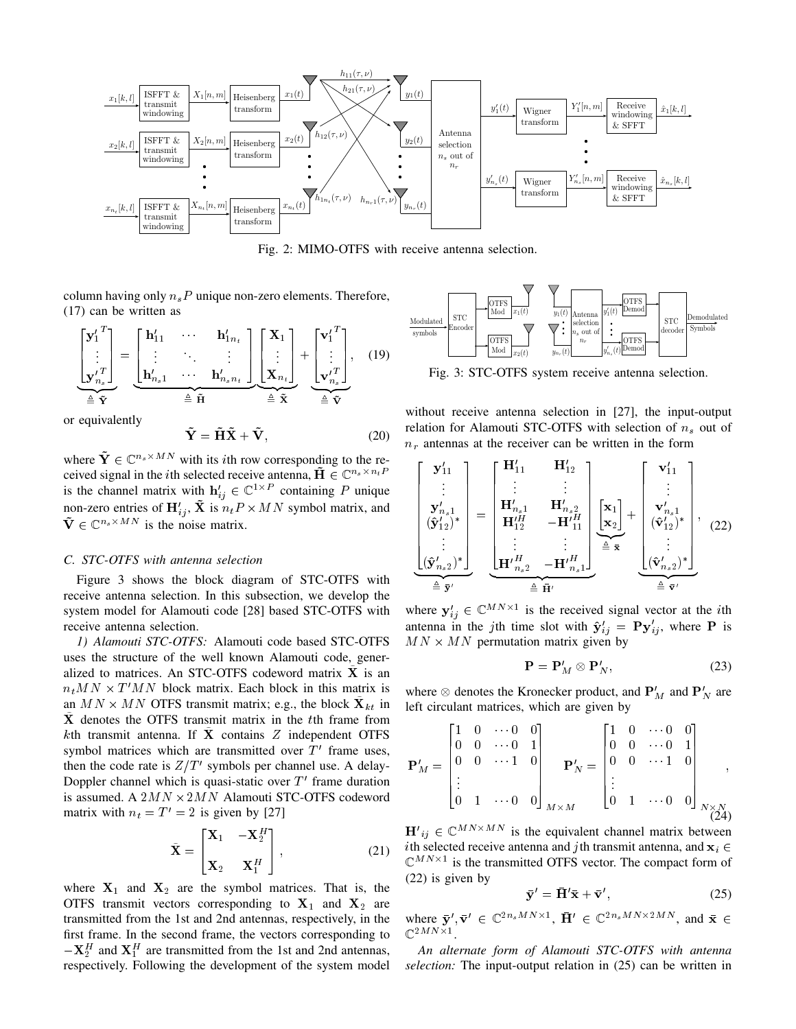Fig. 2: MIMO-OTFS with receive antenna selection.

column having only $n_s P$ unique non-zero elements. Therefore, (17) can be written as

$$
\underbrace{\begin{bmatrix} {\mathbf{y}'_1}^T \\ \vdots \\ {\mathbf{y}'_{n_s}}^T \end{bmatrix}}_{\triangleq \tilde{\mathbf{Y}}} = \underbrace{\begin{bmatrix} \mathbf{h}'_{11} & \cdots & \mathbf{h}'_{1n_t} \\ \vdots & \ddots & \vdots \\ \mathbf{h}'_{n_s1} & \cdots & \mathbf{h}'_{n_sn_t} \end{bmatrix}}_{\triangleq \tilde{\mathbf{H}}} \underbrace{\begin{bmatrix} \mathbf{X}_1 \\ \vdots \\ \mathbf{X}_{n_t} \end{bmatrix}}_{\triangleq \tilde{\mathbf{X}}} + \underbrace{\begin{bmatrix} {\mathbf{v}'_1}^T \\ \vdots \\ {\mathbf{v}'_{n_s}}^T \end{bmatrix}}_{\triangleq \tilde{\mathbf{V}}}, \quad (19)
$$

or equivalently

$$
\tilde{\mathbf{Y}} = \tilde{\mathbf{H}}\tilde{\mathbf{X}} + \tilde{\mathbf{V}}, \quad (20)
$$

where $\tilde{\mathbf{Y}} \in \mathbb{C}^{n_s \times MN}$ with its $i$th row corresponding to the received signal in the $i$th selected receive antenna, $\tilde{\mathbf{H}} \in \mathbb{C}^{n_s \times n_t P}$ is the channel matrix with $\mathbf{h}'_{ij} \in \mathbb{C}^{1 \times P}$ containing $P$ unique non-zero entries of $\mathbf{H}'_{ij}$, $\tilde{\mathbf{X}}$ is $n_t P \times MN$ symbol matrix, and $\tilde{\mathbf{V}} \in \mathbb{C}^{n_s \times MN}$ is the noise matrix.

### C. STC-OTFS with antenna selection

Figure 3 shows the block diagram of STC-OTFS with receive antenna selection. In this subsection, we develop the system model for Alamouti code [28] based STC-OTFS with receive antenna selection.

*1) Alamouti STC-OTFS:* Alamouti code based STC-OTFS uses the structure of the well known Alamouti code, generalized to matrices. An STC-OTFS codeword matrix $\bar{\mathbf{X}}$ is an $n_t MN \times T'MN$ block matrix. Each block in this matrix is an $MN \times MN$ OTFS transmit matrix; e.g., the block $\bar{\mathbf{X}}_{kt}$ in $\bar{\mathbf{X}}$ denotes the OTFS transmit matrix in the $t$th frame from $k$th transmit antenna. If $\bar{\mathbf{X}}$ contains $Z$ independent OTFS symbol matrices which are transmitted over $T'$ frame uses, then the code rate is $Z/T'$ symbols per channel use. A delay-Doppler channel which is quasi-static over $T'$ frame duration is assumed. A $2MN \times 2MN$ Alamouti STC-OTFS codeword matrix with $n_t = T' = 2$ is given by [27]

$$
\bar{\mathbf{X}} = \begin{bmatrix} \mathbf{X}_1 & -\mathbf{X}_2^H \\ \mathbf{X}_2 & \mathbf{X}_1^H \end{bmatrix}, \quad (21)
$$

where $\mathbf{X}_1$ and $\mathbf{X}_2$ are the symbol matrices. That is, the OTFS transmit vectors corresponding to $\mathbf{X}_1$ and $\mathbf{X}_2$ are transmitted from the 1st and 2nd antennas, respectively, in the first frame. In the second frame, the vectors corresponding to $-\mathbf{X}_2^H$ and $\mathbf{X}_1^H$ are transmitted from the 1st and 2nd antennas, respectively. Following the development of the system model without receive antenna selection in [27], the input-output relation for Alamouti STC-OTFS with selection of $n_s$ out of $n_r$ antennas at the receiver can be written in the form

Fig. 3: STC-OTFS system receive antenna selection.

$$
\underbrace{\begin{bmatrix} \mathbf{y}'_{11} \\ \vdots \\ \mathbf{y}'_{n_s1} \\ (\hat{\mathbf{y}}'_{12})^* \\ \vdots \\ (\hat{\mathbf{y}}'_{n_s2})^* \end{bmatrix}}_{\triangleq \bar{\mathbf{y}}'} = \underbrace{\begin{bmatrix} \mathbf{H}'_{11} & \mathbf{H}'_{12} \\ \vdots & \vdots \\ \mathbf{H}'_{n_s1} & \mathbf{H}'_{n_s2} \\ \mathbf{H}'^H_{12} & -\mathbf{H}'^H_{11} \\ \vdots & \vdots \\ \mathbf{H}'^H_{n_s2} & -\mathbf{H}'^H_{n_s1} \end{bmatrix}}_{\triangleq \bar{\mathbf{H}}'} \underbrace{\begin{bmatrix} \mathbf{x}_1 \\ \mathbf{x}_2 \end{bmatrix}}_{\triangleq \bar{\mathbf{x}}} + \underbrace{\begin{bmatrix} \mathbf{v}'_{11} \\ \vdots \\ \mathbf{v}'_{n_s1} \\ (\hat{\mathbf{v}}'_{12})^* \\ \vdots \\ (\hat{\mathbf{v}}'_{n_s2})^* \end{bmatrix}}_{\triangleq \bar{\mathbf{v}}'}, \quad (22)
$$

where $\mathbf{y}'_{ij} \in \mathbb{C}^{MN \times 1}$ is the received signal vector at the $i$th antenna in the $j$th time slot with $\hat{\mathbf{y}}'_{ij} = \mathbf{P}\mathbf{y}'_{ij}$, where $\mathbf{P}$ is $MN \times MN$ permutation matrix given by

$$
\mathbf{P} = \mathbf{P}'_M \otimes \mathbf{P}'_N, \quad (23)
$$

where $\otimes$ denotes the Kronecker product, and $\mathbf{P}'_M$ and $\mathbf{P}'_N$ are left circulant matrices, which are given by

$$
\mathbf{P}'_M = \begin{bmatrix} 1 & 0 & \cdots 0 & 0 \\ 0 & 0 & \cdots 0 & 1 \\ 0 & 0 & \cdots 1 & 0 \\ \vdots & & & \\ 0 & 1 & \cdots 0 & 0 \end{bmatrix}_{M \times M} \quad \mathbf{P}'_N = \begin{bmatrix} 1 & 0 & \cdots 0 & 0 \\ 0 & 0 & \cdots 0 & 1 \\ 0 & 0 & \cdots 1 & 0 \\ \vdots & & & \\ 0 & 1 & \cdots 0 & 0 \end{bmatrix}_{N \times N}, \quad (24)
$$

${\mathbf{H}'}_{ij} \in \mathbb{C}^{MN \times MN}$ is the equivalent channel matrix between $i$th selected receive antenna and $j$th transmit antenna, and $\mathbf{x}_i \in \mathbb{C}^{MN \times 1}$ is the transmitted OTFS vector. The compact form of (22) is given by

$$
\bar{\mathbf{y}}' = \bar{\mathbf{H}}'\bar{\mathbf{x}} + \bar{\mathbf{v}}', \quad (25)
$$

where $\bar{\mathbf{y}}', \bar{\mathbf{v}}' \in \mathbb{C}^{2n_sMN \times 1}$, $\bar{\mathbf{H}}' \in \mathbb{C}^{2n_sMN \times 2MN}$, and $\bar{\mathbf{x}} \in \mathbb{C}^{2MN \times 1}$.

*An alternate form of Alamouti STC-OTFS with antenna selection:* The input-output relation in (25) can be written in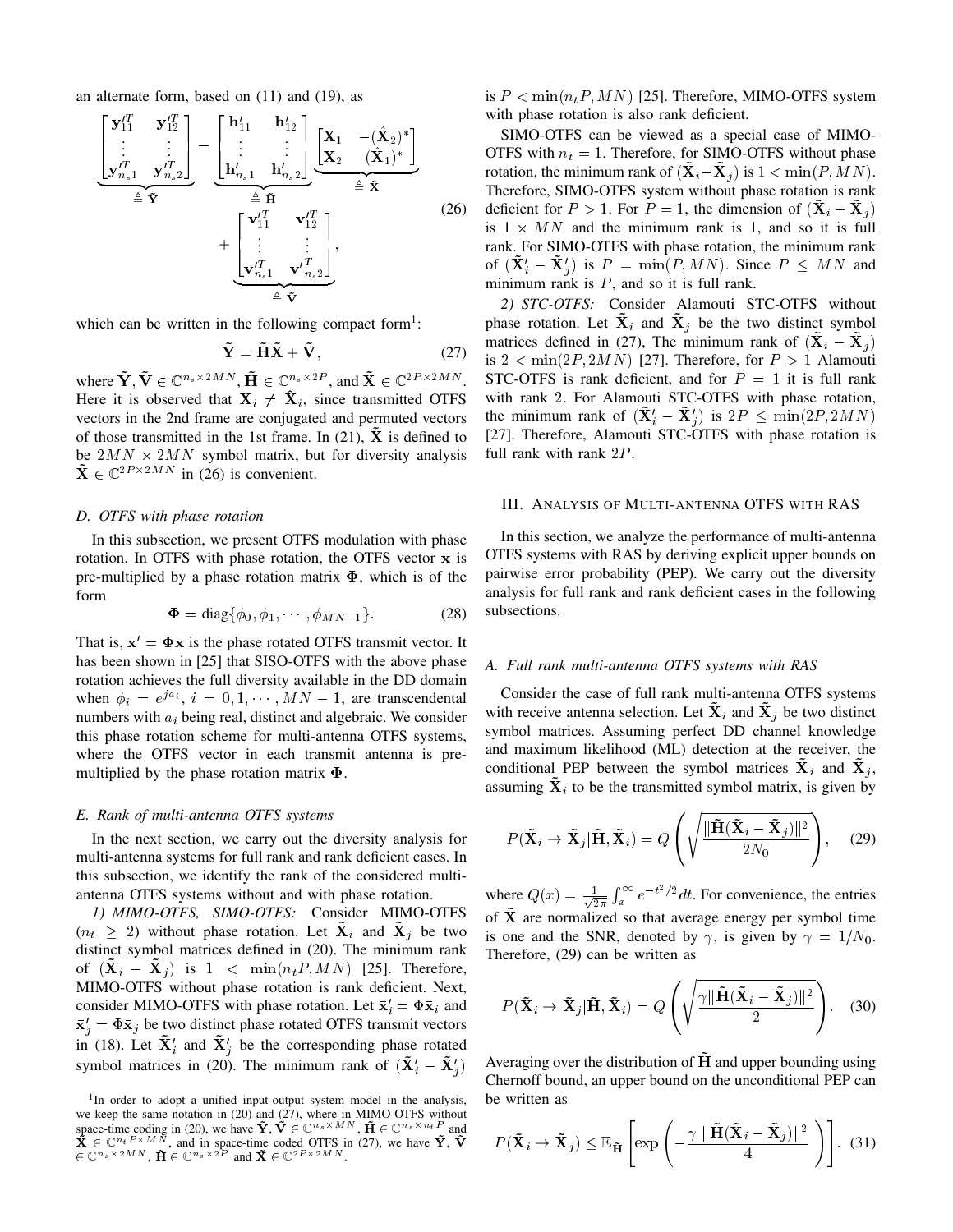an alternate form, based on (11) and (19), as

$$\underbrace{\begin{bmatrix}\mathbf{y}_{11}'^T & \mathbf{y}_{12}'^T \\ \vdots & \vdots \\ \mathbf{y}_{n_s1}'^T & \mathbf{y}_{n_s2}'^T\end{bmatrix}}_{\triangleq \tilde{\mathbf{Y}}} = \underbrace{\begin{bmatrix}\mathbf{h}_{11}' & \mathbf{h}_{12}' \\ \vdots & \vdots \\ \mathbf{h}_{n_s1}' & \mathbf{h}_{n_s2}'\end{bmatrix}}_{\triangleq \tilde{\mathbf{H}}} \underbrace{\begin{bmatrix}\mathbf{X}_1 & -(\hat{\mathbf{X}}_2)^* \\ \mathbf{X}_2 & (\hat{\mathbf{X}}_1)^*\end{bmatrix}}_{\triangleq \tilde{\mathbf{X}}} + \underbrace{\begin{bmatrix}\mathbf{v}_{11}'^T & \mathbf{v}_{12}'^T \\ \vdots & \vdots \\ \mathbf{v}_{n_s1}'^T & \mathbf{v}'^T_{n_s2}\end{bmatrix}}_{\triangleq \tilde{\mathbf{V}}}, \tag{26}$$

which can be written in the following compact form[1]:

$$\tilde{\mathbf{Y}} = \tilde{\mathbf{H}}\tilde{\mathbf{X}} + \tilde{\mathbf{V}}, \tag{27}$$

where $\tilde{\mathbf{Y}}, \tilde{\mathbf{V}} \in \mathbb{C}^{n_s \times 2MN}$, $\tilde{\mathbf{H}} \in \mathbb{C}^{n_s \times 2P}$, and $\tilde{\mathbf{X}} \in \mathbb{C}^{2P \times 2MN}$. Here it is observed that $\mathbf{X}_i \neq \hat{\mathbf{X}}_i$, since transmitted OTFS vectors in the 2nd frame are conjugated and permuted vectors of those transmitted in the 1st frame. In (21), $\tilde{\mathbf{X}}$ is defined to be $2MN \times 2MN$ symbol matrix, but for diversity analysis $\tilde{\mathbf{X}} \in \mathbb{C}^{2P \times 2MN}$ in (26) is convenient.

### D. OTFS with phase rotation

In this subsection, we present OTFS modulation with phase rotation. In OTFS with phase rotation, the OTFS vector $\mathbf{x}$ is pre-multiplied by a phase rotation matrix $\mathbf{\Phi}$, which is of the form

$$\mathbf{\Phi} = \text{diag}\{\phi_0, \phi_1, \cdots, \phi_{MN-1}\}. \tag{28}$$

That is, $\mathbf{x}' = \mathbf{\Phi}\mathbf{x}$ is the phase rotated OTFS transmit vector. It has been shown in [25] that SISO-OTFS with the above phase rotation achieves the full diversity available in the DD domain when $\phi_i = e^{ja_i}$, $i = 0, 1, \cdots, MN-1$, are transcendental numbers with $a_i$ being real, distinct and algebraic. We consider this phase rotation scheme for multi-antenna OTFS systems, where the OTFS vector in each transmit antenna is pre-multiplied by the phase rotation matrix $\mathbf{\Phi}$.

### E. Rank of multi-antenna OTFS systems

In the next section, we carry out the diversity analysis for multi-antenna systems for full rank and rank deficient cases. In this subsection, we identify the rank of the considered multi-antenna OTFS systems without and with phase rotation.

*1) MIMO-OTFS, SIMO-OTFS:* Consider MIMO-OTFS ($n_t \geq 2$) without phase rotation. Let $\tilde{\mathbf{X}}_i$ and $\tilde{\mathbf{X}}_j$ be two distinct symbol matrices defined in (20). The minimum rank of $(\tilde{\mathbf{X}}_i - \tilde{\mathbf{X}}_j)$ is $1 < \min(n_tP, MN)$ [25]. Therefore, MIMO-OTFS without phase rotation is rank deficient. Next, consider MIMO-OTFS with phase rotation. Let $\bar{\mathbf{x}}_i' = \Phi\bar{\mathbf{x}}_i$ and $\bar{\mathbf{x}}_j' = \Phi\bar{\mathbf{x}}_j$ be two distinct phase rotated OTFS transmit vectors in (18). Let $\tilde{\mathbf{X}}_i'$ and $\tilde{\mathbf{X}}_j'$ be the corresponding phase rotated symbol matrices in (20). The minimum rank of $(\tilde{\mathbf{X}}_i' - \tilde{\mathbf{X}}_j')$ is $P < \min(n_tP, MN)$ [25]. Therefore, MIMO-OTFS system with phase rotation is also rank deficient.

SIMO-OTFS can be viewed as a special case of MIMO-OTFS with $n_t = 1$. Therefore, for SIMO-OTFS without phase rotation, the minimum rank of $(\tilde{\mathbf{X}}_i - \tilde{\mathbf{X}}_j)$ is $1 < \min(P, MN)$. Therefore, SIMO-OTFS system without phase rotation is rank deficient for $P > 1$. For $P = 1$, the dimension of $(\tilde{\mathbf{X}}_i - \tilde{\mathbf{X}}_j)$ is $1 \times MN$ and the minimum rank is 1, and so it is full rank. For SIMO-OTFS with phase rotation, the minimum rank of $(\tilde{\mathbf{X}}_i' - \tilde{\mathbf{X}}_j')$ is $P = \min(P, MN)$. Since $P \leq MN$ and minimum rank is $P$, and so it is full rank.

*2) STC-OTFS:* Consider Alamouti STC-OTFS without phase rotation. Let $\tilde{\mathbf{X}}_i$ and $\tilde{\mathbf{X}}_j$ be the two distinct symbol matrices defined in (27), The minimum rank of $(\tilde{\mathbf{X}}_i - \tilde{\mathbf{X}}_j)$ is $2 < \min(2P, 2MN)$ [27]. Therefore, for $P > 1$ Alamouti STC-OTFS is rank deficient, and for $P = 1$ it is full rank with rank 2. For Alamouti STC-OTFS with phase rotation, the minimum rank of $(\tilde{\mathbf{X}}_i' - \tilde{\mathbf{X}}_j')$ is $2P \leq \min(2P, 2MN)$ [27]. Therefore, Alamouti STC-OTFS with phase rotation is full rank with rank $2P$.

## III. Analysis of Multi-antenna OTFS with RAS

In this section, we analyze the performance of multi-antenna OTFS systems with RAS by deriving explicit upper bounds on pairwise error probability (PEP). We carry out the diversity analysis for full rank and rank deficient cases in the following subsections.

### A. Full rank multi-antenna OTFS systems with RAS

Consider the case of full rank multi-antenna OTFS systems with receive antenna selection. Let $\tilde{\mathbf{X}}_i$ and $\tilde{\mathbf{X}}_j$ be two distinct symbol matrices. Assuming perfect DD channel knowledge and maximum likelihood (ML) detection at the receiver, the conditional PEP between the symbol matrices $\tilde{\mathbf{X}}_i$ and $\tilde{\mathbf{X}}_j$, assuming $\tilde{\mathbf{X}}_i$ to be the transmitted symbol matrix, is given by

$$P(\tilde{\mathbf{X}}_i \to \tilde{\mathbf{X}}_j | \tilde{\mathbf{H}}, \tilde{\mathbf{X}}_i) = Q\left(\sqrt{\frac{\|\tilde{\mathbf{H}}(\tilde{\mathbf{X}}_i - \tilde{\mathbf{X}}_j)\|^2}{2N_0}}\right), \tag{29}$$

where $Q(x) = \frac{1}{\sqrt{2\pi}}\int_x^\infty e^{-t^2/2}\,dt$. For convenience, the entries of $\tilde{\mathbf{X}}$ are normalized so that average energy per symbol time is one and the SNR, denoted by $\gamma$, is given by $\gamma = 1/N_0$. Therefore, (29) can be written as

$$P(\tilde{\mathbf{X}}_i \to \tilde{\mathbf{X}}_j | \tilde{\mathbf{H}}, \tilde{\mathbf{X}}_i) = Q\left(\sqrt{\frac{\gamma\|\tilde{\mathbf{H}}(\tilde{\mathbf{X}}_i - \tilde{\mathbf{X}}_j)\|^2}{2}}\right). \tag{30}$$

Averaging over the distribution of $\tilde{\mathbf{H}}$ and upper bounding using Chernoff bound, an upper bound on the unconditional PEP can be written as

$$P(\tilde{\mathbf{X}}_i \to \tilde{\mathbf{X}}_j) \leq \mathbb{E}_{\tilde{\mathbf{H}}}\left[\exp\left(-\frac{\gamma\,\|\tilde{\mathbf{H}}(\tilde{\mathbf{X}}_i - \tilde{\mathbf{X}}_j)\|^2}{4}\right)\right]. \tag{31}$$

[1] In order to adopt a unified input-output system model in the analysis, we keep the same notation in (20) and (27), where in MIMO-OTFS without space-time coding in (20), we have $\tilde{\mathbf{Y}}, \tilde{\mathbf{V}} \in \mathbb{C}^{n_s \times MN}$, $\tilde{\mathbf{H}} \in \mathbb{C}^{n_s \times n_tP}$ and $\tilde{\mathbf{X}} \in \mathbb{C}^{n_tP \times MN}$, and in space-time coded OTFS in (27), we have $\tilde{\mathbf{Y}}, \tilde{\mathbf{V}} \in \mathbb{C}^{n_s \times 2MN}$, $\tilde{\mathbf{H}} \in \mathbb{C}^{n_s \times 2P}$ and $\tilde{\mathbf{X}} \in \mathbb{C}^{2P \times 2MN}$.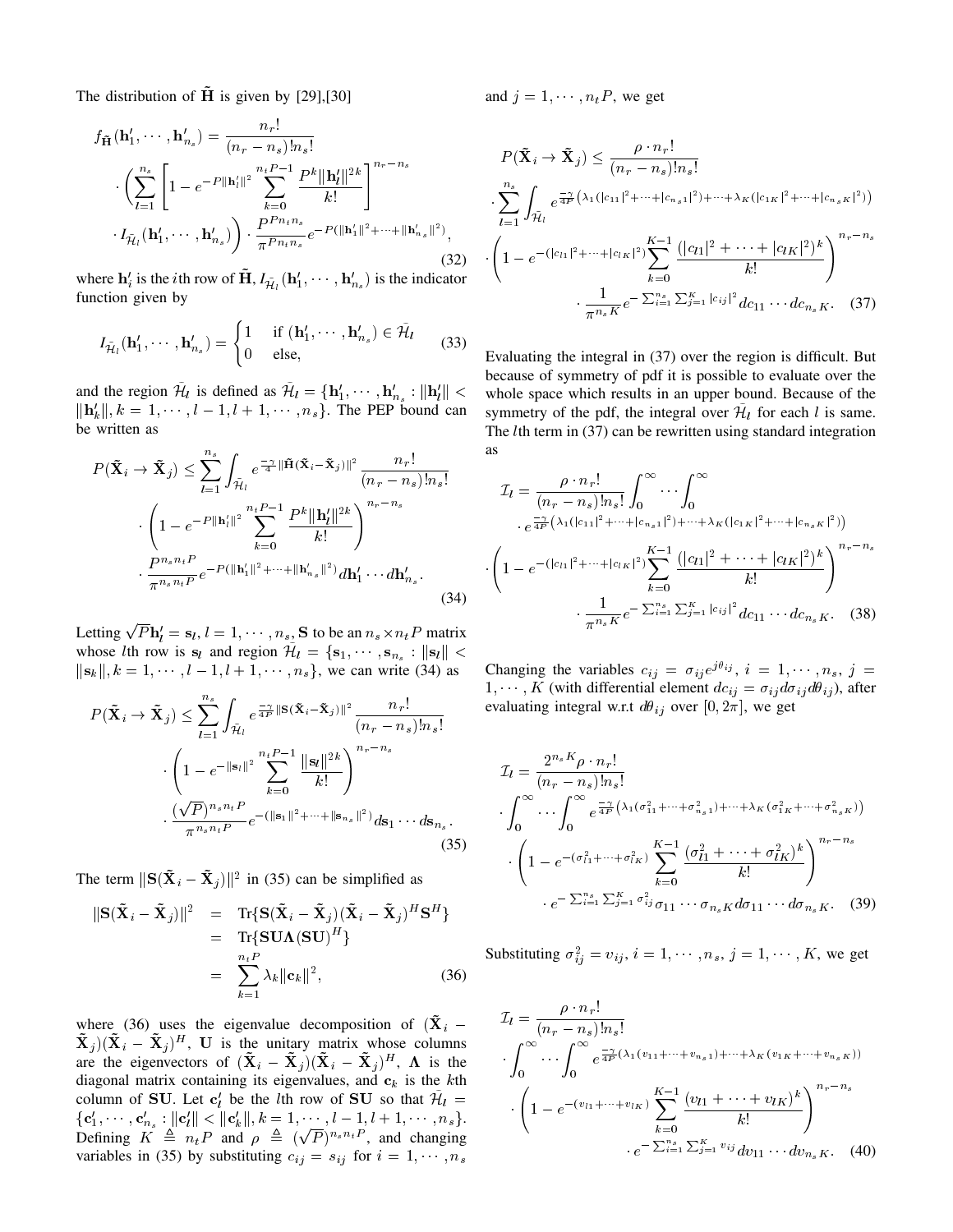The distribution of $\tilde{\mathbf{H}}$ is given by [29],[30]

$$
\begin{aligned}
f_{\tilde{\mathbf{H}}}(\mathbf{h}'_1, \cdots, \mathbf{h}'_{n_s}) &= \frac{n_r!}{(n_r - n_s)! n_s!} \\
&\cdot \left( \sum_{l=1}^{n_s} \left[ 1 - e^{-P\|\mathbf{h}'_l\|^2} \sum_{k=0}^{n_t P - 1} \frac{P^k \|\mathbf{h}'_l\|^{2k}}{k!} \right]^{n_r - n_s} \right. \\
&\left. \cdot I_{\bar{\mathcal{H}}_l}(\mathbf{h}'_1, \cdots, \mathbf{h}'_{n_s}) \right) \cdot \frac{P^{P n_t n_s}}{\pi^{P n_t n_s}} e^{-P(\|\mathbf{h}'_1\|^2 + \cdots + \|\mathbf{h}'_{n_s}\|^2)},
\end{aligned} \tag{32}
$$

where $\mathbf{h}'_i$ is the $i$th row of $\tilde{\mathbf{H}}$, $I_{\bar{\mathcal{H}}_l}(\mathbf{h}'_1, \cdots, \mathbf{h}'_{n_s})$ is the indicator function given by

$$
I_{\bar{\mathcal{H}}_l}(\mathbf{h}'_1, \cdots, \mathbf{h}'_{n_s}) = \begin{cases} 1 & \text{if } (\mathbf{h}'_1, \cdots, \mathbf{h}'_{n_s}) \in \bar{\mathcal{H}}_l \\ 0 & \text{else,} \end{cases} \tag{33}
$$

and the region $\bar{\mathcal{H}}_l$ is defined as $\bar{\mathcal{H}}_l = \{\mathbf{h}'_1, \cdots, \mathbf{h}'_{n_s} : \|\mathbf{h}'_l\| < \|\mathbf{h}'_k\|, k = 1, \cdots, l-1, l+1, \cdots, n_s\}$. The PEP bound can be written as

$$
\begin{aligned}
P(\tilde{\mathbf{X}}_i \to \tilde{\mathbf{X}}_j) &\leq \sum_{l=1}^{n_s} \int_{\bar{\mathcal{H}}_l} e^{\frac{-\gamma}{4}\|\tilde{\mathbf{H}}(\tilde{\mathbf{X}}_i - \tilde{\mathbf{X}}_j)\|^2} \frac{n_r!}{(n_r - n_s)! n_s!} \\
&\cdot \left( 1 - e^{-P\|\mathbf{h}'_l\|^2} \sum_{k=0}^{n_t P - 1} \frac{P^k \|\mathbf{h}'_l\|^{2k}}{k!} \right)^{n_r - n_s} \\
&\cdot \frac{P^{n_s n_t P}}{\pi^{n_s n_t P}} e^{-P(\|\mathbf{h}'_1\|^2 + \cdots + \|\mathbf{h}'_{n_s}\|^2)} d\mathbf{h}'_1 \cdots d\mathbf{h}'_{n_s}.
\end{aligned} \tag{34}
$$

Letting $\sqrt{P}\mathbf{h}'_l = \mathbf{s}_l, l = 1, \cdots, n_s$, $\mathbf{S}$ to be an $n_s \times n_t P$ matrix whose $l$th row is $\mathbf{s}_l$ and region $\mathcal{H}_l = \{\mathbf{s}_1, \cdots, \mathbf{s}_{n_s} : \|\mathbf{s}_l\| < \|\mathbf{s}_k\|, k = 1, \cdots, l-1, l+1, \cdots, n_s\}$, we can write (34) as

$$
\begin{aligned}
P(\tilde{\mathbf{X}}_i \to \tilde{\mathbf{X}}_j) &\leq \sum_{l=1}^{n_s} \int_{\bar{\mathcal{H}}_l} e^{\frac{-\gamma}{4P}\|\mathbf{S}(\tilde{\mathbf{X}}_i - \tilde{\mathbf{X}}_j)\|^2} \frac{n_r!}{(n_r - n_s)! n_s!} \\
&\cdot \left( 1 - e^{-\|\mathbf{s}_l\|^2} \sum_{k=0}^{n_t P - 1} \frac{\|\mathbf{s}_l\|^{2k}}{k!} \right)^{n_r - n_s} \\
&\cdot \frac{(\sqrt{P})^{n_s n_t P}}{\pi^{n_s n_t P}} e^{-(\|\mathbf{s}_1\|^2 + \cdots + \|\mathbf{s}_{n_s}\|^2)} d\mathbf{s}_1 \cdots d\mathbf{s}_{n_s}.
\end{aligned} \tag{35}
$$

The term $\|\mathbf{S}(\tilde{\mathbf{X}}_i - \tilde{\mathbf{X}}_j)\|^2$ in (35) can be simplified as

$$
\begin{aligned}
\|\mathbf{S}(\tilde{\mathbf{X}}_i - \tilde{\mathbf{X}}_j)\|^2 &= \text{Tr}\{\mathbf{S}(\tilde{\mathbf{X}}_i - \tilde{\mathbf{X}}_j)(\tilde{\mathbf{X}}_i - \tilde{\mathbf{X}}_j)^H \mathbf{S}^H\} \\
&= \text{Tr}\{\mathbf{S}\mathbf{U}\mathbf{\Lambda}(\mathbf{S}\mathbf{U})^H\} \\
&= \sum_{k=1}^{n_t P} \lambda_k \|\mathbf{c}_k\|^2,
\end{aligned} \tag{36}
$$

where (36) uses the eigenvalue decomposition of $(\tilde{\mathbf{X}}_i - \tilde{\mathbf{X}}_j)(\tilde{\mathbf{X}}_i - \tilde{\mathbf{X}}_j)^H$, $\mathbf{U}$ is the unitary matrix whose columns are the eigenvectors of $(\tilde{\mathbf{X}}_i - \tilde{\mathbf{X}}_j)(\tilde{\mathbf{X}}_i - \tilde{\mathbf{X}}_j)^H$, $\mathbf{\Lambda}$ is the diagonal matrix containing its eigenvalues, and $\mathbf{c}_k$ is the $k$th column of $\mathbf{SU}$. Let $\mathbf{c}'_l$ be the $l$th row of $\mathbf{SU}$ so that $\bar{\mathcal{H}}_l = \{\mathbf{c}'_1, \cdots, \mathbf{c}'_{n_s} : \|\mathbf{c}'_l\| < \|\mathbf{c}'_k\|, k = 1, \cdots, l-1, l+1, \cdots, n_s\}$. Defining $K \triangleq n_t P$ and $\rho \triangleq (\sqrt{P})^{n_s n_t P}$, and changing variables in (35) by substituting $c_{ij} = s_{ij}$ for $i = 1, \cdots, n_s$ and $j = 1, \cdots, n_t P$, we get

$$
\begin{aligned}
&P(\tilde{\mathbf{X}}_i \to \tilde{\mathbf{X}}_j) \leq \frac{\rho \cdot n_r!}{(n_r - n_s)! n_s!} \\
&\cdot \sum_{l=1}^{n_s} \int_{\bar{\mathcal{H}}_l} e^{\frac{-\gamma}{4P}\left(\lambda_1(|c_{11}|^2 + \cdots + |c_{n_s 1}|^2) + \cdots + \lambda_K(|c_{1K}|^2 + \cdots + |c_{n_s K}|^2)\right)} \\
&\cdot \left( 1 - e^{-(|c_{l1}|^2 + \cdots + |c_{lK}|^2)} \sum_{k=0}^{K-1} \frac{\left(|c_{l1}|^2 + \cdots + |c_{lK}|^2\right)^k}{k!} \right)^{n_r - n_s} \\
&\qquad \cdot \frac{1}{\pi^{n_s K}} e^{-\sum_{i=1}^{n_s}\sum_{j=1}^{K}|c_{ij}|^2} dc_{11} \cdots dc_{n_s K}.
\end{aligned} \tag{37}
$$

Evaluating the integral in (37) over the region is difficult. But because of symmetry of pdf it is possible to evaluate over the whole space which results in an upper bound. Because of the symmetry of the pdf, the integral over $\bar{\mathcal{H}}_l$ for each $l$ is same. The $l$th term in (37) can be rewritten using standard integration as

$$
\begin{aligned}
\mathcal{I}_l &= \frac{\rho \cdot n_r!}{(n_r - n_s)! n_s!} \int_0^\infty \cdots \int_0^\infty \\
&\quad \cdot e^{\frac{-\gamma}{4P}\left(\lambda_1(|c_{11}|^2 + \cdots + |c_{n_s 1}|^2) + \cdots + \lambda_K(|c_{1K}|^2 + \cdots + |c_{n_s K}|^2)\right)} \\
&\cdot \left( 1 - e^{-(|c_{l1}|^2 + \cdots + |c_{lK}|^2)} \sum_{k=0}^{K-1} \frac{\left(|c_{l1}|^2 + \cdots + |c_{lK}|^2\right)^k}{k!} \right)^{n_r - n_s} \\
&\qquad \cdot \frac{1}{\pi^{n_s K}} e^{-\sum_{i=1}^{n_s}\sum_{j=1}^{K}|c_{ij}|^2} dc_{11} \cdots dc_{n_s K}.
\end{aligned} \tag{38}
$$

Changing the variables $c_{ij} = \sigma_{ij} e^{j\theta_{ij}}$, $i = 1, \cdots, n_s$, $j = 1, \cdots, K$ (with differential element $dc_{ij} = \sigma_{ij} d\sigma_{ij} d\theta_{ij}$), after evaluating integral w.r.t $d\theta_{ij}$ over $[0, 2\pi]$, we get

$$
\begin{aligned}
\mathcal{I}_l &= \frac{2^{n_s K} \rho \cdot n_r!}{(n_r - n_s)! n_s!} \\
&\cdot \int_0^\infty \cdots \int_0^\infty e^{\frac{-\gamma}{4P}\left(\lambda_1(\sigma_{11}^2 + \cdots + \sigma_{n_s 1}^2) + \cdots + \lambda_K(\sigma_{1K}^2 + \cdots + \sigma_{n_s K}^2)\right)} \\
&\cdot \left( 1 - e^{-(\sigma_{l1}^2 + \cdots + \sigma_{lK}^2)} \sum_{k=0}^{K-1} \frac{\left(\sigma_{l1}^2 + \cdots + \sigma_{lK}^2\right)^k}{k!} \right)^{n_r - n_s} \\
&\qquad \cdot e^{-\sum_{i=1}^{n_s}\sum_{j=1}^{K}\sigma_{ij}^2} \sigma_{11} \cdots \sigma_{n_s K} d\sigma_{11} \cdots d\sigma_{n_s K}.
\end{aligned} \tag{39}
$$

Substituting $\sigma_{ij}^2 = v_{ij}$, $i = 1, \cdots, n_s$, $j = 1, \cdots, K$, we get

$$
\begin{aligned}
\mathcal{I}_l &= \frac{\rho \cdot n_r!}{(n_r - n_s)! n_s!} \\
&\cdot \int_0^\infty \cdots \int_0^\infty e^{\frac{-\gamma}{4P}(\lambda_1(v_{11} + \cdots + v_{n_s 1}) + \cdots + \lambda_K(v_{1K} + \cdots + v_{n_s K}))} \\
&\cdot \left( 1 - e^{-(v_{l1} + \cdots + v_{lK})} \sum_{k=0}^{K-1} \frac{\left(v_{l1} + \cdots + v_{lK}\right)^k}{k!} \right)^{n_r - n_s} \\
&\qquad \cdot e^{-\sum_{i=1}^{n_s}\sum_{j=1}^{K} v_{ij}} dv_{11} \cdots dv_{n_s K}.
\end{aligned} \tag{40}
$$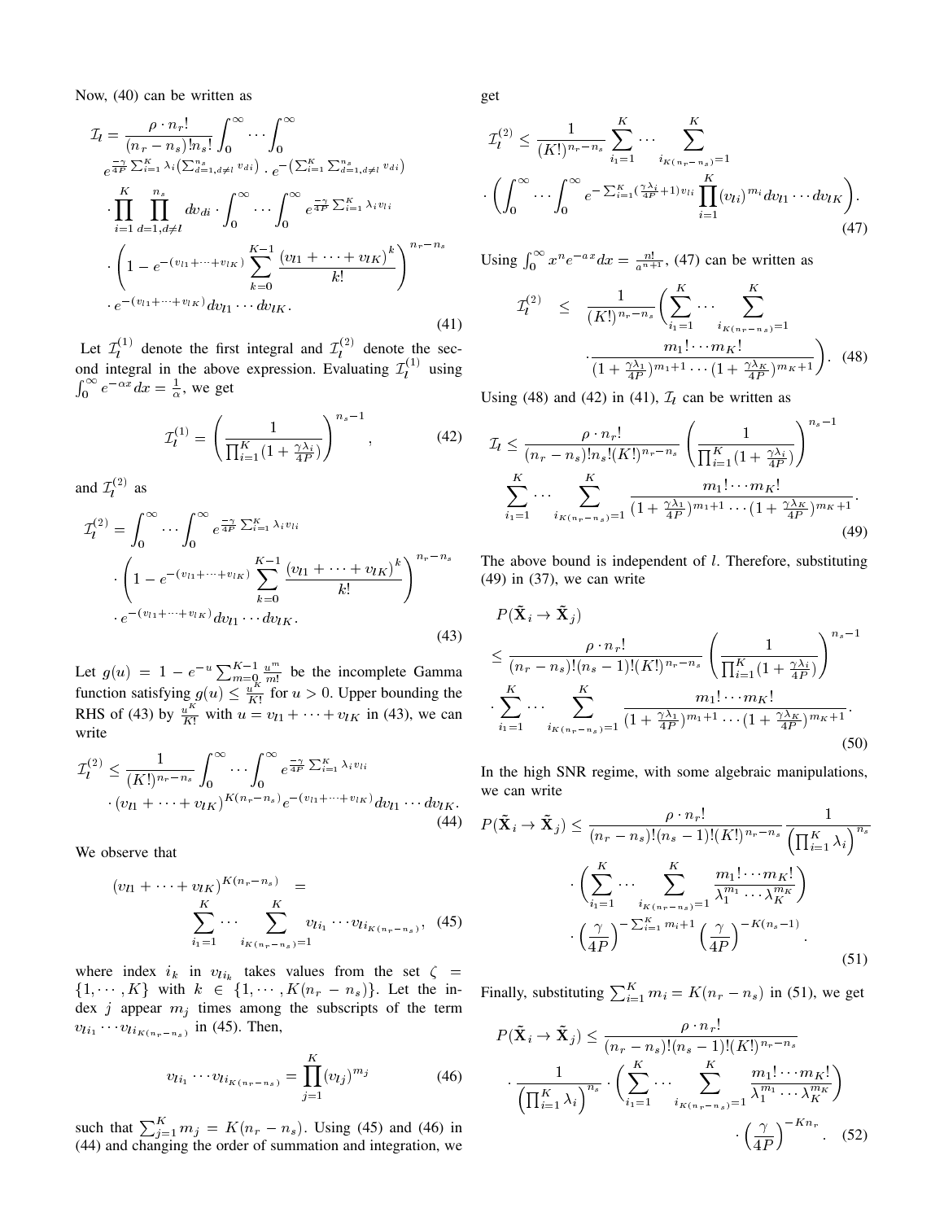Now, (40) can be written as

$$
\begin{aligned}
\mathcal{I}_l = & \frac{\rho \cdot n_r!}{(n_r - n_s)! n_s!} \int_0^\infty \cdots \int_0^\infty \\
& e^{\frac{-\gamma}{4P} \sum_{i=1}^K \lambda_i \left(\sum_{d=1, d\neq l}^{n_s} v_{di}\right)} \cdot e^{-\left(\sum_{i=1}^K \sum_{d=1,d\neq l}^{n_s} v_{di}\right)} \\
& \cdot \prod_{i=1}^K \prod_{d=1, d\neq l}^{n_s} dv_{di} \cdot \int_0^\infty \cdots \int_0^\infty e^{\frac{-\gamma}{4P} \sum_{i=1}^K \lambda_i v_{li}} \\
& \cdot \left(1 - e^{-(v_{l1} + \cdots + v_{lK})} \sum_{k=0}^{K-1} \frac{\left(v_{l1} + \cdots + v_{lK}\right)^k}{k!}\right)^{n_r - n_s} \\
& \cdot e^{-(v_{l1} + \cdots + v_{lK})} dv_{l1} \cdots dv_{lK}.
\end{aligned} \tag{41}
$$

Let $\mathcal{I}_l^{(1)}$ denote the first integral and $\mathcal{I}_l^{(2)}$ denote the second integral in the above expression. Evaluating $\mathcal{I}_l^{(1)}$ using $\int_0^\infty e^{-\alpha x} dx = \frac{1}{\alpha}$, we get

$$
\mathcal{I}_l^{(1)} = \left(\frac{1}{\prod_{i=1}^K (1 + \frac{\gamma \lambda_i}{4P})}\right)^{n_s - 1}, \tag{42}
$$

and $\mathcal{I}_l^{(2)}$ as

$$
\begin{aligned}
\mathcal{I}_l^{(2)} = & \int_0^\infty \cdots \int_0^\infty e^{\frac{-\gamma}{4P} \sum_{i=1}^K \lambda_i v_{li}} \\
& \cdot \left(1 - e^{-(v_{l1} + \cdots + v_{lK})} \sum_{k=0}^{K-1} \frac{\left(v_{l1} + \cdots + v_{lK}\right)^k}{k!}\right)^{n_r - n_s} \\
& \cdot e^{-(v_{l1} + \cdots + v_{lK})} dv_{l1} \cdots dv_{lK}.
\end{aligned} \tag{43}
$$

Let $g(u) = 1 - e^{-u} \sum_{m=0}^{K-1} \frac{u^m}{m!}$ be the incomplete Gamma function satisfying $g(u) \leq \frac{u^K}{K!}$ for $u > 0$. Upper bounding the RHS of (43) by $\frac{u^K}{K!}$ with $u = v_{l1} + \cdots + v_{lK}$ in (43), we can write

$$
\begin{aligned}
\mathcal{I}_l^{(2)} \leq & \frac{1}{(K!)^{n_r - n_s}} \int_0^\infty \cdots \int_0^\infty e^{\frac{-\gamma}{4P} \sum_{i=1}^K \lambda_i v_{li}} \\
& \cdot (v_{l1} + \cdots + v_{lK})^{K(n_r - n_s)} e^{-(v_{l1} + \cdots + v_{lK})} dv_{l1} \cdots dv_{lK}.
\end{aligned} \tag{44}
$$

We observe that

$$
\begin{aligned}
(v_{l1} + \cdots + v_{lK})^{K(n_r - n_s)} = & \\
& \sum_{i_1=1}^K \cdots \sum_{i_{K(n_r - n_s)}=1}^K v_{li_{i_1}} \cdots v_{li_{K(n_r - n_s)}},
\end{aligned} \tag{45}
$$

where index $i_k$ in $v_{li_k}$ takes values from the set $\zeta = \{1, \cdots, K\}$ with $k \in \{1, \cdots, K(n_r - n_s)\}$. Let the index $j$ appear $m_j$ times among the subscripts of the term $v_{li_{i_1}} \cdots v_{li_{K(n_r - n_s)}}$ in (45). Then,

$$
v_{li_{i_1}} \cdots v_{li_{K(n_r - n_s)}} = \prod_{j=1}^K (v_{lj})^{m_j} \tag{46}
$$

such that $\sum_{j=1}^K m_j = K(n_r - n_s)$. Using (45) and (46) in (44) and changing the order of summation and integration, we get

$$
\begin{aligned}
\mathcal{I}_l^{(2)} \leq & \frac{1}{(K!)^{n_r - n_s}} \sum_{i_1=1}^K \cdots \sum_{i_{K(n_r - n_s)}=1}^K \\
& \cdot \left(\int_0^\infty \cdots \int_0^\infty e^{-\sum_{i=1}^K (\frac{\gamma \lambda_i}{4P} + 1) v_{li}} \prod_{i=1}^K (v_{li})^{m_i} dv_{l1} \cdots dv_{lK}\right).
\end{aligned} \tag{47}
$$

Using $\int_0^\infty x^n e^{-ax} dx = \frac{n!}{a^{n+1}}$, (47) can be written as

$$
\begin{aligned}
\mathcal{I}_l^{(2)} \leq & \frac{1}{(K!)^{n_r - n_s}} \Bigg(\sum_{i_1=1}^K \cdots \sum_{i_{K(n_r - n_s)}=1}^K \\
& \cdot \frac{m_1! \cdots m_K!}{(1 + \frac{\gamma \lambda_1}{4P})^{m_1 + 1} \cdots (1 + \frac{\gamma \lambda_K}{4P})^{m_K + 1}}\Bigg).
\end{aligned} \tag{48}
$$

Using (48) and (42) in (41), $\mathcal{I}_l$ can be written as

$$
\begin{aligned}
\mathcal{I}_l \leq & \frac{\rho \cdot n_r!}{(n_r - n_s)! n_s! (K!)^{n_r - n_s}} \left(\frac{1}{\prod_{i=1}^K (1 + \frac{\gamma \lambda_i}{4P})}\right)^{n_s - 1} \\
& \sum_{i_1=1}^K \cdots \sum_{i_{K(n_r - n_s)}=1}^K \frac{m_1! \cdots m_K!}{(1 + \frac{\gamma \lambda_1}{4P})^{m_1 + 1} \cdots (1 + \frac{\gamma \lambda_K}{4P})^{m_K + 1}}.
\end{aligned} \tag{49}
$$

The above bound is independent of $l$. Therefore, substituting (49) in (37), we can write

$$
\begin{aligned}
& P(\tilde{\mathbf{X}}_i \rightarrow \tilde{\mathbf{X}}_j) \\
& \leq \frac{\rho \cdot n_r!}{(n_r - n_s)! (n_s - 1)! (K!)^{n_r - n_s}} \left(\frac{1}{\prod_{i=1}^K (1 + \frac{\gamma \lambda_i}{4P})}\right)^{n_s - 1} \\
& \cdot \sum_{i_1=1}^K \cdots \sum_{i_{K(n_r - n_s)}=1}^K \frac{m_1! \cdots m_K!}{(1 + \frac{\gamma \lambda_1}{4P})^{m_1 + 1} \cdots (1 + \frac{\gamma \lambda_K}{4P})^{m_K + 1}}.
\end{aligned} \tag{50}
$$

In the high SNR regime, with some algebraic manipulations, we can write

$$
\begin{aligned}
P(\tilde{\mathbf{X}}_i \rightarrow \tilde{\mathbf{X}}_j) \leq & \frac{\rho \cdot n_r!}{(n_r - n_s)! (n_s - 1)! (K!)^{n_r - n_s}} \frac{1}{\left(\prod_{i=1}^K \lambda_i\right)^{n_s}} \\
& \cdot \left(\sum_{i_1=1}^K \cdots \sum_{i_{K(n_r - n_s)}=1}^K \frac{m_1! \cdots m_K!}{\lambda_1^{m_1} \cdots \lambda_K^{m_K}}\right) \\
& \cdot \left(\frac{\gamma}{4P}\right)^{-\sum_{i=1}^K m_i + 1} \left(\frac{\gamma}{4P}\right)^{-K(n_s - 1)}.
\end{aligned} \tag{51}
$$

Finally, substituting $\sum_{i=1}^K m_i = K(n_r - n_s)$ in (51), we get

$$
\begin{aligned}
P(\tilde{\mathbf{X}}_i \rightarrow \tilde{\mathbf{X}}_j) \leq & \frac{\rho \cdot n_r!}{(n_r - n_s)! (n_s - 1)! (K!)^{n_r - n_s}} \\
& \cdot \frac{1}{\left(\prod_{i=1}^K \lambda_i\right)^{n_s}} \cdot \left(\sum_{i_1=1}^K \cdots \sum_{i_{K(n_r - n_s)}=1}^K \frac{m_1! \cdots m_K!}{\lambda_1^{m_1} \cdots \lambda_K^{m_K}}\right) \\
& \cdot \left(\frac{\gamma}{4P}\right)^{-K n_r}.
\end{aligned} \tag{52}
$$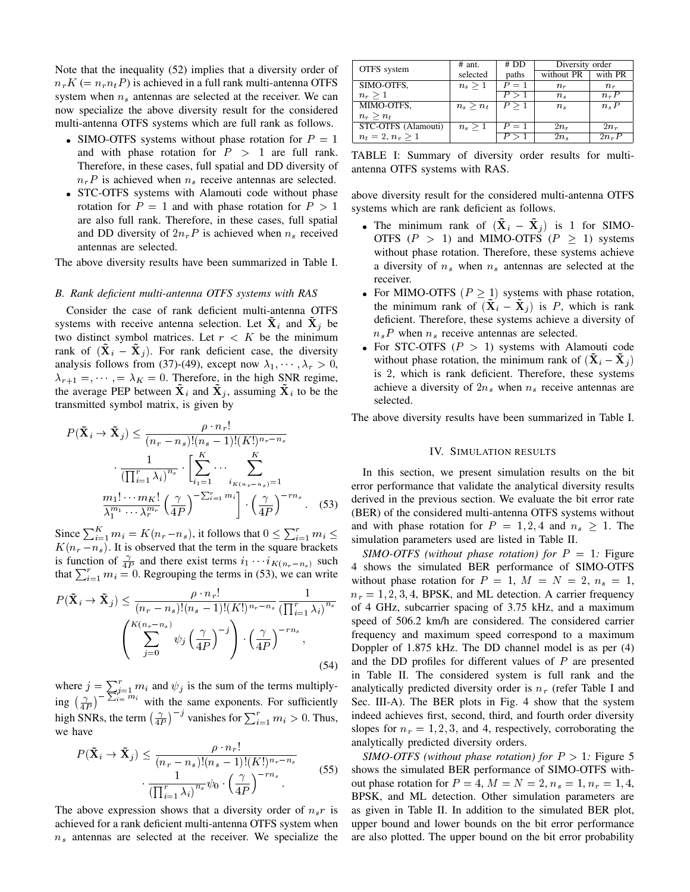Note that the inequality (52) implies that a diversity order of $n_r K (= n_r n_t P)$ is achieved in a full rank multi-antenna OTFS system when $n_s$ antennas are selected at the receiver. We can now specialize the above diversity result for the considered multi-antenna OTFS systems which are full rank as follows.

- SIMO-OTFS systems without phase rotation for $P = 1$ and with phase rotation for $P > 1$ are full rank. Therefore, in these cases, full spatial and DD diversity of $n_r P$ is achieved when $n_s$ receive antennas are selected.
- STC-OTFS systems with Alamouti code without phase rotation for $P = 1$ and with phase rotation for $P > 1$ are also full rank. Therefore, in these cases, full spatial and DD diversity of $2n_r P$ is achieved when $n_s$ received antennas are selected.

The above diversity results have been summarized in Table I.

### B. Rank deficient multi-antenna OTFS systems with RAS

Consider the case of rank deficient multi-antenna OTFS systems with receive antenna selection. Let $\tilde{\mathbf{X}}_i$ and $\tilde{\mathbf{X}}_j$ be two distinct symbol matrices. Let $r < K$ be the minimum rank of $(\tilde{\mathbf{X}}_i - \tilde{\mathbf{X}}_j)$. For rank deficient case, the diversity analysis follows from (37)-(49), except now $\lambda_1, \cdots, \lambda_r > 0$, $\lambda_{r+1} =, \cdots, = \lambda_K = 0$. Therefore, in the high SNR regime, the average PEP between $\tilde{\mathbf{X}}_i$ and $\tilde{\mathbf{X}}_j$, assuming $\tilde{\mathbf{X}}_i$ to be the transmitted symbol matrix, is given by

$$P(\tilde{\mathbf{X}}_i \to \tilde{\mathbf{X}}_j) \leq \frac{\rho \cdot n_r!}{(n_r - n_s)!(n_s - 1)!(K!)^{n_r - n_s}} \cdot \frac{1}{\left(\prod_{i=1}^{r} \lambda_i\right)^{n_s}} \cdot \left[ \sum_{i_1=1}^{K} \cdots \sum_{i_{K(n_r-n_s)}=1}^{K} \frac{m_1! \cdots m_K!}{\lambda_1^{m_1} \cdots \lambda_r^{m_r}} \left(\frac{\gamma}{4P}\right)^{-\sum_{i=1}^{r} m_i} \right] \cdot \left(\frac{\gamma}{4P}\right)^{-rn_s}. \quad (53)$$

Since $\sum_{i=1}^{K} m_i = K(n_r - n_s)$, it follows that $0 \leq \sum_{i=1}^{r} m_i \leq K(n_r - n_s)$. It is observed that the term in the square brackets is function of $\frac{\gamma}{4P}$ and there exist terms $i_1 \cdots i_{K(n_r-n_s)}$ such that $\sum_{i=1}^{r} m_i = 0$. Regrouping the terms in (53), we can write

$$P(\tilde{\mathbf{X}}_i \to \tilde{\mathbf{X}}_j) \leq \frac{\rho \cdot n_r!}{(n_r - n_s)!(n_s - 1)!(K!)^{n_r - n_s}} \frac{1}{\left(\prod_{i=1}^{r} \lambda_i\right)^{n_s}} \left( \sum_{j=0}^{K(n_r-n_s)} \psi_j \left(\frac{\gamma}{4P}\right)^{-j} \right) \cdot \left(\frac{\gamma}{4P}\right)^{-rn_s}, \quad (54)$$

where $j = \sum_{i=1}^{r} m_i$ and $\psi_j$ is the sum of the terms multiplying $\left(\frac{\gamma}{4P}\right)^{-\sum_{i=1}^{r} m_i}$ with the same exponents. For sufficiently high SNRs, the term $\left(\frac{\gamma}{4P}\right)^{-j}$ vanishes for $\sum_{i=1}^{r} m_i > 0$. Thus, we have

$$P(\tilde{\mathbf{X}}_i \to \tilde{\mathbf{X}}_j) \leq \frac{\rho \cdot n_r!}{(n_r - n_s)!(n_s - 1)!(K!)^{n_r - n_s}} \cdot \frac{1}{\left(\prod_{i=1}^{r} \lambda_i\right)^{n_s}} \psi_0 \cdot \left(\frac{\gamma}{4P}\right)^{-rn_s}. \quad (55)$$

The above expression shows that a diversity order of $n_s r$ is achieved for a rank deficient multi-antenna OTFS system when $n_s$ antennas are selected at the receiver. We specialize the above diversity result for the considered multi-antenna OTFS systems which are rank deficient as follows.

| OTFS system | # ant. selected | # DD paths | Diversity order | |
|---|---|---|---|---|
| | | | without PR | with PR |
| SIMO-OTFS, $n_r \geq 1$ | $n_s \geq 1$ | $P = 1$ | $n_r$ | $n_r$ |
| | | $P > 1$ | $n_s$ | $n_r P$ |
| MIMO-OTFS, $n_r \geq n_t$ | $n_s \geq n_t$ | $P \geq 1$ | $n_s$ | $n_s P$ |
| STC-OTFS (Alamouti) $n_t = 2, n_r \geq 1$ | $n_s \geq 1$ | $P = 1$ | $2n_r$ | $2n_r$ |
| | | $P > 1$ | $2n_s$ | $2n_r P$ |

TABLE I: Summary of diversity order results for multi-antenna OTFS systems with RAS.

- The minimum rank of $(\tilde{\mathbf{X}}_i - \tilde{\mathbf{X}}_j)$ is 1 for SIMO-OTFS ($P > 1$) and MIMO-OTFS ($P \geq 1$) systems without phase rotation. Therefore, these systems achieve a diversity of $n_s$ when $n_s$ antennas are selected at the receiver.
- For MIMO-OTFS ($P \geq 1$) systems with phase rotation, the minimum rank of $(\tilde{\mathbf{X}}_i - \tilde{\mathbf{X}}_j)$ is $P$, which is rank deficient. Therefore, these systems achieve a diversity of $n_s P$ when $n_s$ receive antennas are selected.
- For STC-OTFS ($P > 1$) systems with Alamouti code without phase rotation, the minimum rank of $(\tilde{\mathbf{X}}_i - \tilde{\mathbf{X}}_j)$ is 2, which is rank deficient. Therefore, these systems achieve a diversity of $2n_s$ when $n_s$ receive antennas are selected.

The above diversity results have been summarized in Table I.

## IV. Simulation results

In this section, we present simulation results on the bit error performance that validate the analytical diversity results derived in the previous section. We evaluate the bit error rate (BER) of the considered multi-antenna OTFS systems without and with phase rotation for $P = 1, 2, 4$ and $n_s \geq 1$. The simulation parameters used are listed in Table II.

*SIMO-OTFS (without phase rotation) for $P = 1$:* Figure 4 shows the simulated BER performance of SIMO-OTFS without phase rotation for $P = 1$, $M = N = 2$, $n_s = 1$, $n_r = 1, 2, 3, 4$, BPSK, and ML detection. A carrier frequency of 4 GHz, subcarrier spacing of 3.75 kHz, and a maximum speed of 506.2 km/h are considered. The considered carrier frequency and maximum speed correspond to a maximum Doppler of 1.875 kHz. The DD channel model is as per (4) and the DD profiles for different values of $P$ are presented in Table II. The considered system is full rank and the analytically predicted diversity order is $n_r$ (refer Table I and Sec. III-A). The BER plots in Fig. 4 show that the system indeed achieves first, second, third, and fourth order diversity slopes for $n_r = 1, 2, 3,$ and 4, respectively, corroborating the analytically predicted diversity orders.

*SIMO-OTFS (without phase rotation) for $P > 1$:* Figure 5 shows the simulated BER performance of SIMO-OTFS without phase rotation for $P = 4$, $M = N = 2$, $n_s = 1$, $n_r = 1, 4$, BPSK, and ML detection. Other simulation parameters are as given in Table II. In addition to the simulated BER plot, upper bound and lower bounds on the bit error performance are also plotted. The upper bound on the bit error probability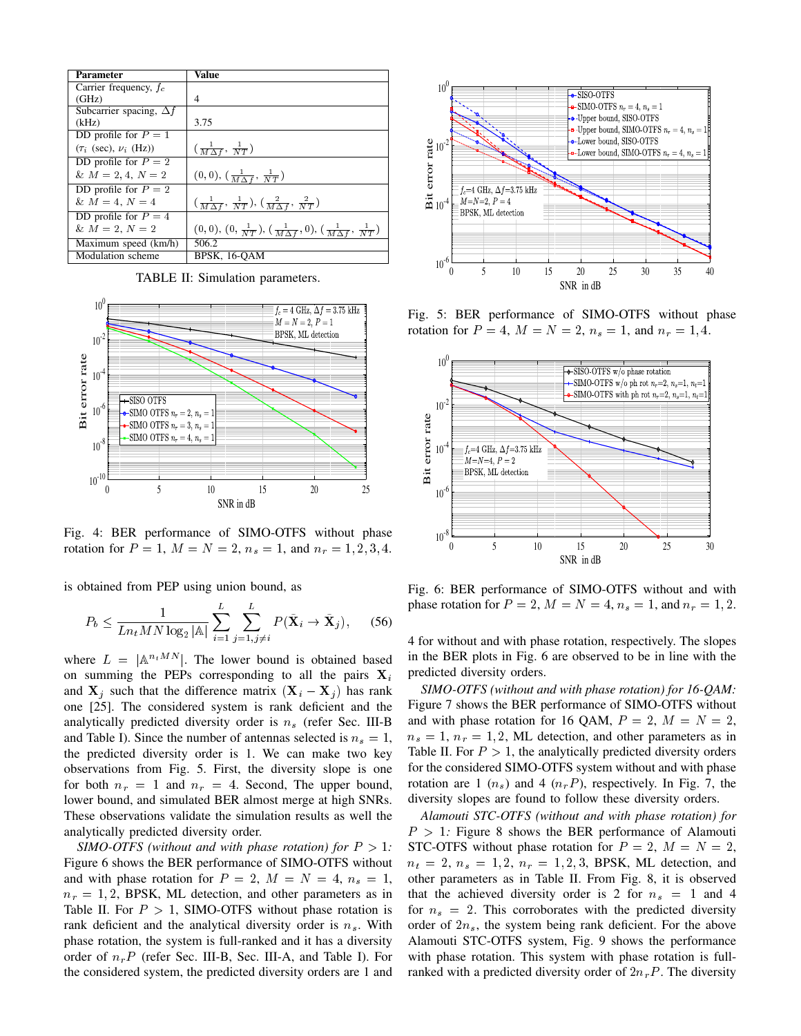| Parameter | Value |
|---|---|
| Carrier frequency, $f_c$ (GHz) | 4 |
| Subcarrier spacing, $\Delta f$ (kHz) | 3.75 |
| DD profile for $P = 1$ ($\tau_i$ (sec), $\nu_i$ (Hz)) | $(\frac{1}{M\Delta f}, \frac{1}{NT})$ |
| DD profile for $P = 2$ & $M = 2, 4$, $N = 2$ | $(0, 0)$, $(\frac{1}{M\Delta f}, \frac{1}{NT})$ |
| DD profile for $P = 2$ & $M = 4$, $N = 4$ | $(\frac{1}{M\Delta f}, \frac{1}{NT})$, $(\frac{2}{M\Delta f}, \frac{2}{NT})$ |
| DD profile for $P = 4$ & $M = 2$, $N = 2$ | $(0, 0)$, $(0, \frac{1}{NT})$, $(\frac{1}{M\Delta f}, 0)$, $(\frac{1}{M\Delta f}, \frac{1}{NT})$ |
| Maximum speed (km/h) | 506.2 |
| Modulation scheme | BPSK, 16-QAM |

TABLE II: Simulation parameters.

Fig. 4: BER performance of SIMO-OTFS without phase rotation for $P = 1$, $M = N = 2$, $n_s = 1$, and $n_r = 1, 2, 3, 4$.

is obtained from PEP using union bound, as

$$P_b \leq \frac{1}{L n_t MN \log_2 |\mathbb{A}|} \sum_{i=1}^{L} \sum_{j=1, j\neq i}^{L} P(\bar{\mathbf{X}}_i \rightarrow \bar{\mathbf{X}}_j), \quad (56)$$

where $L = |\mathbb{A}^{n_t MN}|$. The lower bound is obtained based on summing the PEPs corresponding to all the pairs $\mathbf{X}_i$ and $\mathbf{X}_j$ such that the difference matrix $(\mathbf{X}_i - \mathbf{X}_j)$ has rank one [25]. The considered system is rank deficient and the analytically predicted diversity order is $n_s$ (refer Sec. III-B and Table I). Since the number of antennas selected is $n_s = 1$, the predicted diversity order is 1. We can make two key observations from Fig. 5. First, the diversity slope is one for both $n_r = 1$ and $n_r = 4$. Second, The upper bound, lower bound, and simulated BER almost merge at high SNRs. These observations validate the simulation results as well the analytically predicted diversity order.

*SIMO-OTFS (without and with phase rotation) for $P > 1$:* Figure 6 shows the BER performance of SIMO-OTFS without and with phase rotation for $P = 2$, $M = N = 4$, $n_s = 1$, $n_r = 1, 2$, BPSK, ML detection, and other parameters as in Table II. For $P > 1$, SIMO-OTFS without phase rotation is rank deficient and the analytical diversity order is $n_s$. With phase rotation, the system is full-ranked and it has a diversity order of $n_r P$ (refer Sec. III-B, Sec. III-A, and Table I). For the considered system, the predicted diversity orders are 1 and 4 for without and with phase rotation, respectively. The slopes in the BER plots in Fig. 6 are observed to be in line with the predicted diversity orders.

Fig. 5: BER performance of SIMO-OTFS without phase rotation for $P = 4$, $M = N = 2$, $n_s = 1$, and $n_r = 1, 4$.

Fig. 6: BER performance of SIMO-OTFS without and with phase rotation for $P = 2$, $M = N = 4$, $n_s = 1$, and $n_r = 1, 2$.

*SIMO-OTFS (without and with phase rotation) for 16-QAM:* Figure 7 shows the BER performance of SIMO-OTFS without and with phase rotation for 16 QAM, $P = 2$, $M = N = 2$, $n_s = 1$, $n_r = 1, 2$, ML detection, and other parameters as in Table II. For $P > 1$, the analytically predicted diversity orders for the considered SIMO-OTFS system without and with phase rotation are 1 ($n_s$) and 4 ($n_r P$), respectively. In Fig. 7, the diversity slopes are found to follow these diversity orders.

*Alamouti STC-OTFS (without and with phase rotation) for $P > 1$:* Figure 8 shows the BER performance of Alamouti STC-OTFS without phase rotation for $P = 2$, $M = N = 2$, $n_t = 2$, $n_s = 1, 2$, $n_r = 1, 2, 3$, BPSK, ML detection, and other parameters as in Table II. From Fig. 8, it is observed that the achieved diversity order is 2 for $n_s = 1$ and 4 for $n_s = 2$. This corroborates with the predicted diversity order of $2n_s$, the system being rank deficient. For the above Alamouti STC-OTFS system, Fig. 9 shows the performance with phase rotation. This system with phase rotation is full-ranked with a predicted diversity order of $2n_r P$. The diversity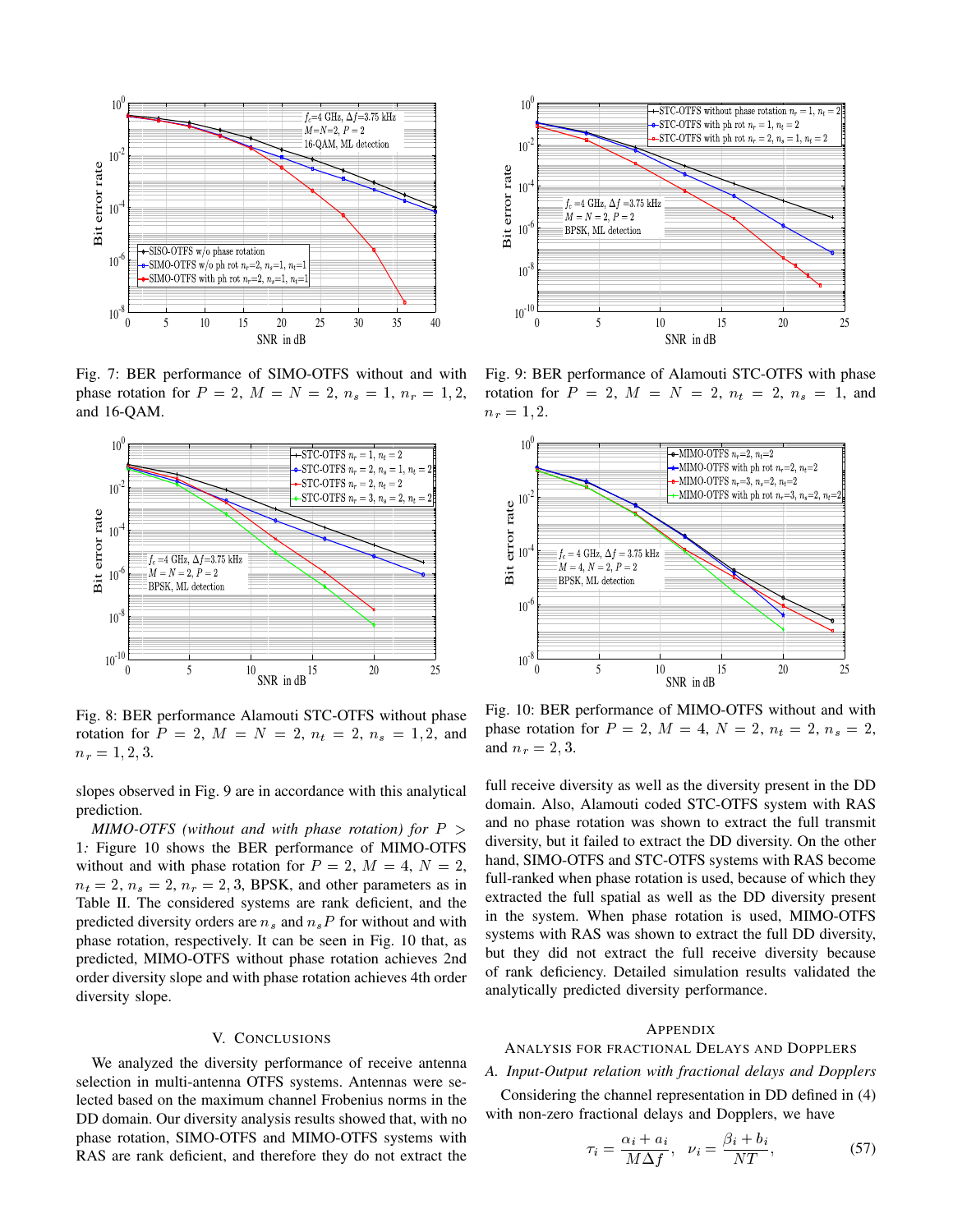Fig. 7: BER performance of SIMO-OTFS without and with phase rotation for $P = 2$, $M = N = 2$, $n_s = 1$, $n_r = 1, 2$, and 16-QAM.

Fig. 8: BER performance Alamouti STC-OTFS without phase rotation for $P = 2$, $M = N = 2$, $n_t = 2$, $n_s = 1, 2$, and $n_r = 1, 2, 3$.

slopes observed in Fig. 9 are in accordance with this analytical prediction.

*MIMO-OTFS (without and with phase rotation) for $P > 1$:* Figure 10 shows the BER performance of MIMO-OTFS without and with phase rotation for $P = 2$, $M = 4$, $N = 2$, $n_t = 2$, $n_s = 2$, $n_r = 2, 3$, BPSK, and other parameters as in Table II. The considered systems are rank deficient, and the predicted diversity orders are $n_s$ and $n_s P$ for without and with phase rotation, respectively. It can be seen in Fig. 10 that, as predicted, MIMO-OTFS without phase rotation achieves 2nd order diversity slope and with phase rotation achieves 4th order diversity slope.

## V. Conclusions

We analyzed the diversity performance of receive antenna selection in multi-antenna OTFS systems. Antennas were selected based on the maximum channel Frobenius norms in the DD domain. Our diversity analysis results showed that, with no phase rotation, SIMO-OTFS and MIMO-OTFS systems with RAS are rank deficient, and therefore they do not extract the full receive diversity as well as the diversity present in the DD domain. Also, Alamouti coded STC-OTFS system with RAS and no phase rotation was shown to extract the full transmit diversity, but it failed to extract the DD diversity. On the other hand, SIMO-OTFS and STC-OTFS systems with RAS become full-ranked when phase rotation is used, because of which they extracted the full spatial as well as the DD diversity present in the system. When phase rotation is used, MIMO-OTFS systems with RAS was shown to extract the full DD diversity, but they did not extract the full receive diversity because of rank deficiency. Detailed simulation results validated the analytically predicted diversity performance.

Fig. 9: BER performance of Alamouti STC-OTFS with phase rotation for $P = 2$, $M = N = 2$, $n_t = 2$, $n_s = 1$, and $n_r = 1, 2$.

Fig. 10: BER performance of MIMO-OTFS without and with phase rotation for $P = 2$, $M = 4$, $N = 2$, $n_t = 2$, $n_s = 2$, and $n_r = 2, 3$.

## Appendix
## Analysis for Fractional Delays and Dopplers

### A. Input-Output relation with fractional delays and Dopplers

Considering the channel representation in DD defined in (4) with non-zero fractional delays and Dopplers, we have

$$\tau_i = \frac{\alpha_i + a_i}{M\Delta f}, \quad \nu_i = \frac{\beta_i + b_i}{NT}, \tag{57}$$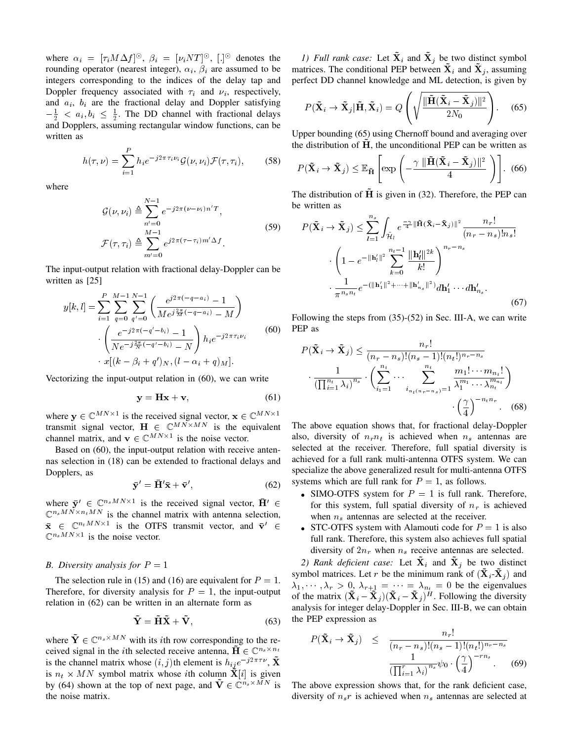where $\alpha_i = [\tau_i M \Delta f]^{\odot}$, $\beta_i = [\nu_i NT]^{\odot}$, $[.]^{\odot}$ denotes the rounding operator (nearest integer), $\alpha_i$, $\beta_i$ are assumed to be integers corresponding to the indices of the delay tap and Doppler frequency associated with $\tau_i$ and $\nu_i$, respectively, and $a_i$, $b_i$ are the fractional delay and Doppler satisfying $-\frac{1}{2} < a_i, b_i \leq \frac{1}{2}$. The DD channel with fractional delays and Dopplers, assuming rectangular window functions, can be written as

$$h(\tau, \nu) = \sum_{i=1}^{P} h_i e^{-j2\pi\tau_i\nu_i} \mathcal{G}(\nu, \nu_i) \mathcal{F}(\tau, \tau_i), \tag{58}$$

where

$$\begin{aligned} \mathcal{G}(\nu, \nu_i) &\triangleq \sum_{n'=0}^{N-1} e^{-j2\pi(\nu-\nu_i)n'T}, \\ \mathcal{F}(\tau, \tau_i) &\triangleq \sum_{m'=0}^{M-1} e^{j2\pi(\tau-\tau_i)m'\Delta f}. \end{aligned} \tag{59}$$

The input-output relation with fractional delay-Doppler can be written as [25]

$$\begin{aligned} y[k,l] = &\sum_{i=1}^{P} \sum_{q=0}^{M-1} \sum_{q'=0}^{N-1} \left( \frac{e^{j2\pi(-q-a_i)} - 1}{M e^{j\frac{2\pi}{M}(-q-a_i)} - M} \right) \\ &\cdot \left( \frac{e^{-j2\pi(-q'-b_i)} - 1}{N e^{-j\frac{2\pi}{N}(-q'-b_i)} - N} \right) h_i e^{-j2\pi\tau_i\nu_i} \\ &\cdot x[(k - \beta_i + q')_N, (l - \alpha_i + q)_M]. \end{aligned} \tag{60}$$

Vectorizing the input-output relation in (60), we can write

$$\mathbf{y} = \mathbf{H}\mathbf{x} + \mathbf{v}, \tag{61}$$

where $\mathbf{y} \in \mathbb{C}^{MN \times 1}$ is the received signal vector, $\mathbf{x} \in \mathbb{C}^{MN \times 1}$ transmit signal vector, $\mathbf{H} \in \mathbb{C}^{MN \times MN}$ is the equivalent channel matrix, and $\mathbf{v} \in \mathbb{C}^{MN \times 1}$ is the noise vector.

Based on (60), the input-output relation with receive antennas selection in (18) can be extended to fractional delays and Dopplers, as

$$\bar{\mathbf{y}}' = \bar{\mathbf{H}}'\bar{\mathbf{x}} + \bar{\mathbf{v}}', \tag{62}$$

where $\bar{\mathbf{y}}' \in \mathbb{C}^{n_s MN \times 1}$ is the received signal vector, $\bar{\mathbf{H}}' \in \mathbb{C}^{n_s MN \times n_t MN}$ is the channel matrix with antenna selection, $\bar{\mathbf{x}} \in \mathbb{C}^{n_t MN \times 1}$ is the OTFS transmit vector, and $\bar{\mathbf{v}}' \in \mathbb{C}^{n_s MN \times 1}$ is the noise vector.

### B. Diversity analysis for $P = 1$

The selection rule in (15) and (16) are equivalent for $P = 1$. Therefore, for diversity analysis for $P = 1$, the input-output relation in (62) can be written in an alternate form as

$$\tilde{\mathbf{Y}} = \tilde{\mathbf{H}}\tilde{\mathbf{X}} + \tilde{\mathbf{V}}, \tag{63}$$

where $\tilde{\mathbf{Y}} \in \mathbb{C}^{n_s \times MN}$ with its $i$th row corresponding to the received signal in the $i$th selected receive antenna, $\tilde{\mathbf{H}} \in \mathbb{C}^{n_s \times n_t}$ is the channel matrix whose $(i,j)$th element is $h_{ij}e^{-j2\pi\tau\nu}$, $\tilde{\mathbf{X}}$ is $n_t \times MN$ symbol matrix whose $i$th column $\tilde{\mathbf{X}}[i]$ is given by (64) shown at the top of next page, and $\tilde{\mathbf{V}} \in \mathbb{C}^{n_s \times MN}$ is the noise matrix.

*1) Full rank case:* Let $\tilde{\mathbf{X}}_i$ and $\tilde{\mathbf{X}}_j$ be two distinct symbol matrices. The conditional PEP between $\tilde{\mathbf{X}}_i$ and $\tilde{\mathbf{X}}_j$, assuming perfect DD channel knowledge and ML detection, is given by

$$P(\tilde{\mathbf{X}}_i \to \tilde{\mathbf{X}}_j | \tilde{\mathbf{H}}, \tilde{\mathbf{X}}_i) = Q\left( \sqrt{\frac{\|\tilde{\mathbf{H}}(\tilde{\mathbf{X}}_i - \tilde{\mathbf{X}}_j)\|^2}{2N_0}} \right). \tag{65}$$

Upper bounding (65) using Chernoff bound and averaging over the distribution of $\tilde{\mathbf{H}}$, the unconditional PEP can be written as

$$P(\tilde{\mathbf{X}}_i \to \tilde{\mathbf{X}}_j) \leq \mathbb{E}_{\tilde{\mathbf{H}}}\left[ \exp\left( -\frac{\gamma \, \|\tilde{\mathbf{H}}(\tilde{\mathbf{X}}_i - \tilde{\mathbf{X}}_j)\|^2}{4} \right) \right]. \tag{66}$$

The distribution of $\tilde{\mathbf{H}}$ is given in (32). Therefore, the PEP can be written as

$$\begin{aligned} P(\tilde{\mathbf{X}}_i \to \tilde{\mathbf{X}}_j) \leq &\sum_{l=1}^{n_s} \int_{\tilde{\mathcal{H}}_l} e^{\frac{-\gamma}{4}\|\tilde{\mathbf{H}}(\tilde{\mathbf{X}}_i - \tilde{\mathbf{X}}_j)\|^2} \frac{n_r!}{(n_r - n_s)! n_s!} \\ &\cdot \left( 1 - e^{-\|\mathbf{h}_l'\|^2} \sum_{k=0}^{n_t - 1} \frac{\|\mathbf{h}_l'\|^{2k}}{k!} \right)^{n_r - n_s} \\ &\cdot \frac{1}{\pi^{n_s n_t}} e^{-(\|\mathbf{h}_1'\|^2 + \cdots + \|\mathbf{h}_{n_s}'\|^2)} d\mathbf{h}_1' \cdots d\mathbf{h}_{n_s}'. \end{aligned} \tag{67}$$

Following the steps from (35)-(52) in Sec. III-A, we can write PEP as

$$\begin{aligned} P(\tilde{\mathbf{X}}_i \to \tilde{\mathbf{X}}_j) \leq &\frac{n_r!}{(n_r - n_s)!(n_s - 1)!(n_t!)^{n_r - n_s}} \\ &\cdot \frac{1}{(\prod_{i=1}^{n_t} \lambda_i)^{n_s}} \cdot \left( \sum_{i_1=1}^{n_t} \cdots \sum_{i_{n_t(n_r - n_s)}=1}^{n_t} \frac{m_1! \cdots m_{n_t}!}{\lambda_1^{m_1} \cdots \lambda_{n_t}^{m_{n_t}}} \right) \\ &\cdot \left( \frac{\gamma}{4} \right)^{-n_t n_r}. \end{aligned} \tag{68}$$

The above equation shows that, for fractional delay-Doppler also, diversity of $n_r n_t$ is achieved when $n_s$ antennas are selected at the receiver. Therefore, full spatial diversity is achieved for a full rank multi-antenna OTFS system. We can specialize the above generalized result for multi-antenna OTFS systems which are full rank for $P = 1$, as follows.

- SIMO-OTFS system for $P = 1$ is full rank. Therefore, for this system, full spatial diversity of $n_r$ is achieved when $n_s$ antennas are selected at the receiver.
- STC-OTFS system with Alamouti code for $P = 1$ is also full rank. Therefore, this system also achieves full spatial diversity of $2n_r$ when $n_s$ receive antennas are selected.

*2) Rank deficient case:* Let $\tilde{\mathbf{X}}_i$ and $\tilde{\mathbf{X}}_j$ be two distinct symbol matrices. Let $r$ be the minimum rank of $(\tilde{\mathbf{X}}_i$-$\tilde{\mathbf{X}}_j)$ and $\lambda_1, \cdots, \lambda_r > 0$, $\lambda_{r+1} = \cdots = \lambda_{n_t} = 0$ be the eigenvalues of the matrix $(\tilde{\mathbf{X}}_i - \tilde{\mathbf{X}}_j)(\tilde{\mathbf{X}}_i - \tilde{\mathbf{X}}_j)^H$. Following the diversity analysis for integer delay-Doppler in Sec. III-B, we can obtain the PEP expression as

$$\begin{aligned} P(\tilde{\mathbf{X}}_i \to \tilde{\mathbf{X}}_j) \quad \leq \quad &\frac{n_r!}{(n_r - n_s)!(n_s - 1)!(n_t!)^{n_r - n_s}} \\ &\frac{1}{(\prod_{i=1}^{r} \lambda_i)^{n_s}} \psi_0 \cdot \left( \frac{\gamma}{4} \right)^{-r n_s}. \end{aligned} \tag{69}$$

The above expression shows that, for the rank deficient case, diversity of $n_s r$ is achieved when $n_s$ antennas are selected at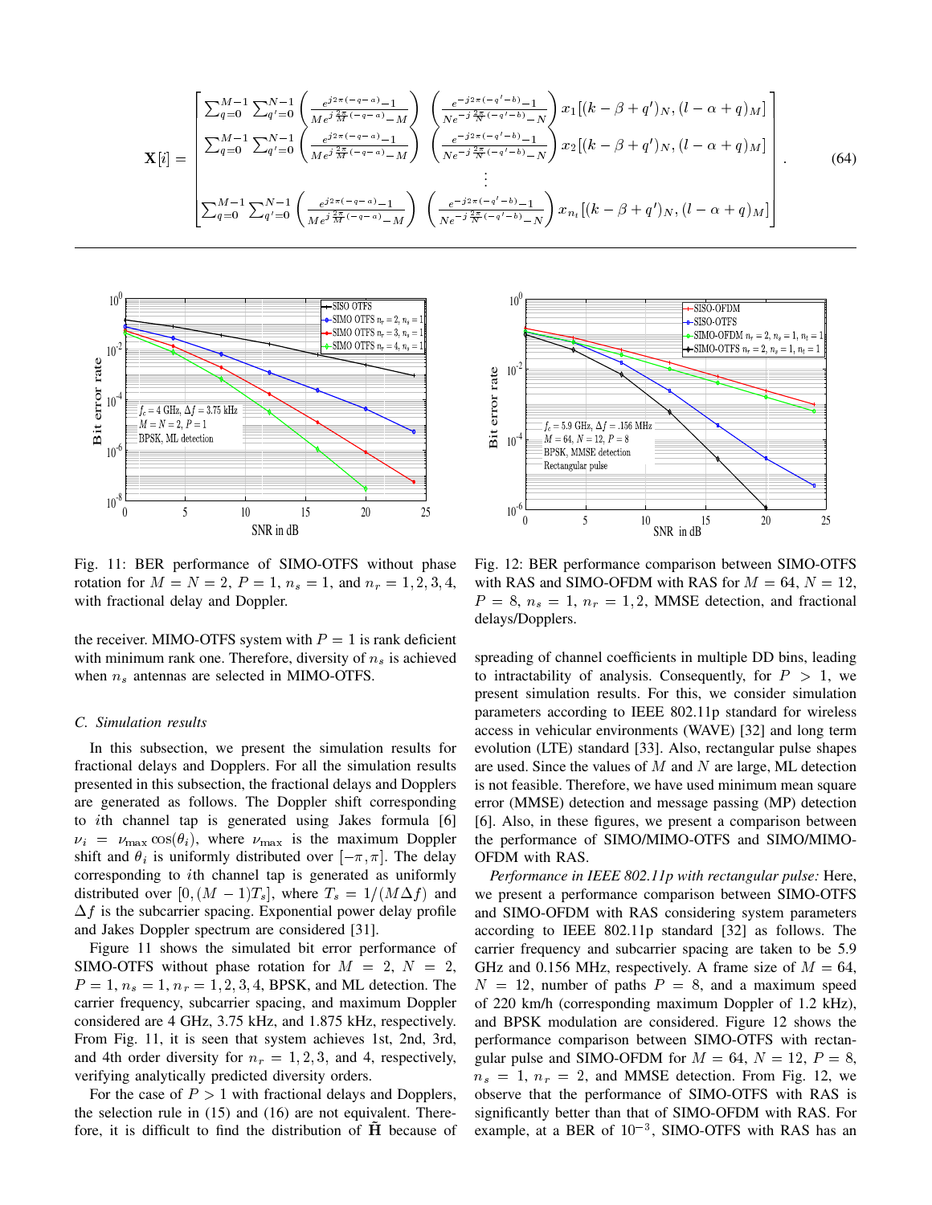$$
\mathbf{X}[i] = \begin{bmatrix} \sum_{q=0}^{M-1} \sum_{q'=0}^{N-1} \left( \frac{e^{j2\pi(-q-a)}-1}{Me^{j\frac{2\pi}{M}(-q-a)}-M} \right) \left( \frac{e^{-j2\pi(-q'-b)}-1}{Ne^{-j\frac{2\pi}{N}(-q'-b)}-N} \right) x_1[(k-\beta+q')_N, (l-\alpha+q)_M] \\ \sum_{q=0}^{M-1} \sum_{q'=0}^{N-1} \left( \frac{e^{j2\pi(-q-a)}-1}{Me^{j\frac{2\pi}{M}(-q-a)}-M} \right) \left( \frac{e^{-j2\pi(-q'-b)}-1}{Ne^{-j\frac{2\pi}{N}(-q'-b)}-N} \right) x_2[(k-\beta+q')_N, (l-\alpha+q)_M] \\ \vdots \\ \sum_{q=0}^{M-1} \sum_{q'=0}^{N-1} \left( \frac{e^{j2\pi(-q-a)}-1}{Me^{j\frac{2\pi}{M}(-q-a)}-M} \right) \left( \frac{e^{-j2\pi(-q'-b)}-1}{Ne^{-j\frac{2\pi}{N}(-q'-b)}-N} \right) x_{n_t}[(k-\beta+q')_N, (l-\alpha+q)_M] \end{bmatrix}. \tag{64}
$$

Fig. 11: BER performance of SIMO-OTFS without phase rotation for $M = N = 2$, $P = 1$, $n_s = 1$, and $n_r = 1, 2, 3, 4$, with fractional delay and Doppler.

Fig. 12: BER performance comparison between SIMO-OTFS with RAS and SIMO-OFDM with RAS for $M = 64$, $N = 12$, $P = 8$, $n_s = 1$, $n_r = 1, 2$, MMSE detection, and fractional delays/Dopplers.

the receiver. MIMO-OTFS system with $P = 1$ is rank deficient with minimum rank one. Therefore, diversity of $n_s$ is achieved when $n_s$ antennas are selected in MIMO-OTFS.

### C. Simulation results

In this subsection, we present the simulation results for fractional delays and Dopplers. For all the simulation results presented in this subsection, the fractional delays and Dopplers are generated as follows. The Doppler shift corresponding to $i$th channel tap is generated using Jakes formula [6] $\nu_i = \nu_{\max} \cos(\theta_i)$, where $\nu_{\max}$ is the maximum Doppler shift and $\theta_i$ is uniformly distributed over $[-\pi, \pi]$. The delay corresponding to $i$th channel tap is generated as uniformly distributed over $[0, (M-1)T_s]$, where $T_s = 1/(M\Delta f)$ and $\Delta f$ is the subcarrier spacing. Exponential power delay profile and Jakes Doppler spectrum are considered [31].

Figure 11 shows the simulated bit error performance of SIMO-OTFS without phase rotation for $M = 2$, $N = 2$, $P = 1$, $n_s = 1$, $n_r = 1, 2, 3, 4$, BPSK, and ML detection. The carrier frequency, subcarrier spacing, and maximum Doppler considered are 4 GHz, 3.75 kHz, and 1.875 kHz, respectively. From Fig. 11, it is seen that system achieves 1st, 2nd, 3rd, and 4th order diversity for $n_r = 1, 2, 3$, and 4, respectively, verifying analytically predicted diversity orders.

For the case of $P > 1$ with fractional delays and Dopplers, the selection rule in (15) and (16) are not equivalent. Therefore, it is difficult to find the distribution of $\tilde{\mathbf{H}}$ because of spreading of channel coefficients in multiple DD bins, leading to intractability of analysis. Consequently, for $P > 1$, we present simulation results. For this, we consider simulation parameters according to IEEE 802.11p standard for wireless access in vehicular environments (WAVE) [32] and long term evolution (LTE) standard [33]. Also, rectangular pulse shapes are used. Since the values of $M$ and $N$ are large, ML detection is not feasible. Therefore, we have used minimum mean square error (MMSE) detection and message passing (MP) detection [6]. Also, in these figures, we present a comparison between the performance of SIMO/MIMO-OTFS and SIMO/MIMO-OFDM with RAS.

*Performance in IEEE 802.11p with rectangular pulse:* Here, we present a performance comparison between SIMO-OTFS and SIMO-OFDM with RAS considering system parameters according to IEEE 802.11p standard [32] as follows. The carrier frequency and subcarrier spacing are taken to be 5.9 GHz and 0.156 MHz, respectively. A frame size of $M = 64$, $N = 12$, number of paths $P = 8$, and a maximum speed of 220 km/h (corresponding maximum Doppler of 1.2 kHz), and BPSK modulation are considered. Figure 12 shows the performance comparison between SIMO-OTFS with rectangular pulse and SIMO-OFDM for $M = 64$, $N = 12$, $P = 8$, $n_s = 1$, $n_r = 2$, and MMSE detection. From Fig. 12, we observe that the performance of SIMO-OTFS with RAS is significantly better than that of SIMO-OFDM with RAS. For example, at a BER of $10^{-3}$, SIMO-OTFS with RAS has an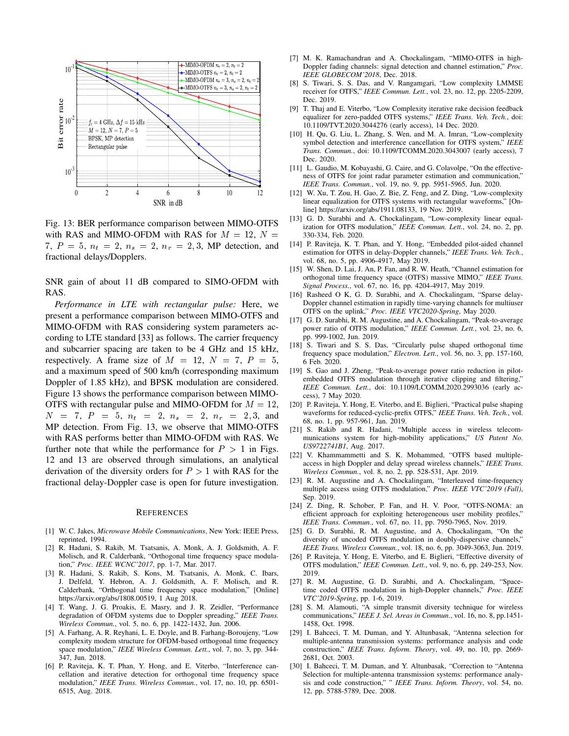Fig. 13: BER performance comparison between MIMO-OTFS with RAS and MIMO-OFDM with RAS for $M = 12$, $N = 7$, $P = 5$, $n_t = 2$, $n_s = 2$, $n_r = 2, 3$, MP detection, and fractional delays/Dopplers.

SNR gain of about 11 dB compared to SIMO-OFDM with RAS.

*Performance in LTE with rectangular pulse:* Here, we present a performance comparison between MIMO-OTFS and MIMO-OFDM with RAS considering system parameters according to LTE standard [33] as follows. The carrier frequency and subcarrier spacing are taken to be 4 GHz and 15 kHz, respectively. A frame size of $M = 12$, $N = 7$, $P = 5$, and a maximum speed of 500 km/h (corresponding maximum Doppler of 1.85 kHz), and BPSK modulation are considered. Figure 13 shows the performance comparison between MIMO-OTFS with rectangular pulse and MIMO-OFDM for $M = 12$, $N = 7$, $P = 5$, $n_t = 2$, $n_s = 2$, $n_r = 2, 3$, and MP detection. From Fig. 13, we observe that MIMO-OTFS with RAS performs better than MIMO-OFDM with RAS. We further note that while the performance for $P > 1$ in Figs. 12 and 13 are observed through simulations, an analytical derivation of the diversity orders for $P > 1$ with RAS for the fractional delay-Doppler case is open for future investigation.

## References

[1] W. C. Jakes, *Microwave Mobile Communications*, New York: IEEE Press, reprinted, 1994.

[2] R. Hadani, S. Rakib, M. Tsatsanis, A. Monk, A. J. Goldsmith, A. F. Molisch, and R. Calderbank, "Orthogonal time frequency space modulation," *Proc. IEEE WCNC'2017*, pp. 1-7, Mar. 2017.

[3] R. Hadani, S. Rakib, S. Kons, M. Tsatsanis, A. Monk, C. Ibars, J. Delfeld, Y. Hebron, A. J. Goldsmith, A. F. Molisch, and R. Calderbank, "Orthogonal time frequency space modulation," [Online] https://arxiv.org/abs/1808.00519, 1 Aug 2018.

[4] T. Wang, J. G. Proakis, E. Masry, and J. R. Zeidler, "Performance degradation of OFDM systems due to Doppler spreading," *IEEE Trans. Wireless Commun.*, vol. 5, no. 6, pp. 1422-1432, Jun. 2006.

[5] A. Farhang, A. R. Reyhani, L. E. Doyle, and B. Farhang-Boroujeny, "Low complexity modem structure for OFDM-based orthogonal time frequency space modulation," *IEEE Wireless Commun. Lett.*, vol. 7, no. 3, pp. 344-347, Jun. 2018.

[6] P. Raviteja, K. T. Phan, Y. Hong, and E. Viterbo, "Interference cancellation and iterative detection for orthogonal time frequency space modulation," *IEEE Trans. Wireless Commun.*, vol. 17, no. 10, pp. 6501-6515, Aug. 2018.

[7] M. K. Ramachandran and A. Chockalingam, "MIMO-OTFS in high-Doppler fading channels: signal detection and channel estimation," *Proc. IEEE GLOBECOM'2018*, Dec. 2018.

[8] S. Tiwari, S. S. Das, and V. Rangamgari, "Low complexity LMMSE receiver for OTFS," *IEEE Commun. Lett.*, vol. 23, no. 12, pp. 2205-2209, Dec. 2019.

[9] T. Thaj and E. Viterbo, "Low Complexity iterative rake decision feedback equalizer for zero-padded OTFS systems," *IEEE Trans. Veh. Tech.*, doi: 10.1109/TVT.2020.3044276 (early access), 14 Dec. 2020.

[10] H. Qu, G. Liu, L. Zhang, S. Wen, and M. A. Imran, "Low-complexity symbol detection and interference cancellation for OTFS system," *IEEE Trans. Commun.*, doi: 10.1109/TCOMM.2020.3043007 (early access), 7 Dec. 2020.

[11] L. Gaudio, M. Kobayashi, G. Caire, and G. Colavolpe, "On the effectiveness of OTFS for joint radar parameter estimation and communication," *IEEE Trans. Commun.*, vol. 19, no. 9, pp. 5951-5965, Jun. 2020.

[12] W. Xu, T. Zou, H. Gao, Z. Bie, Z. Feng, and Z. Ding, "Low-complexity linear equalization for OTFS systems with rectangular waveforms," [Online] https://arxiv.org/abs/1911.08133, 19 Nov. 2019.

[13] G. D. Surabhi and A. Chockalingam, "Low-complexity linear equalization for OTFS modulation," *IEEE Commun. Lett.*, vol. 24, no. 2, pp. 330-334, Feb. 2020.

[14] P. Raviteja, K. T. Phan, and Y. Hong, "Embedded pilot-aided channel estimation for OTFS in delay-Doppler channels," *IEEE Trans. Veh. Tech.*, vol. 68, no. 5, pp. 4906-4917, May 2019.

[15] W. Shen, D. Lai, J. An, P. Fan, and R. W. Heath, "Channel estimation for orthogonal time frequency space (OTFS) massive MIMO," *IEEE Trans. Signal Process.*, vol. 67, no. 16, pp. 4204-4917, May 2019.

[16] Rasheed O K, G. D. Surabhi, and A. Chockalingam, "Sparse delay-Doppler channel estimation in rapidly time-varying channels for multiuser OTFS on the uplink," *Proc. IEEE VTC2020-Spring*, May 2020.

[17] G. D. Surabhi, R. M. Augustine, and A. Chockalingam, "Peak-to-average power ratio of OTFS modulation," *IEEE Commun. Lett.*, vol. 23, no. 6, pp. 999-1002, Jun. 2019.

[18] S. Tiwari and S. S. Das, "Circularly pulse shaped orthogonal time frequency space modulation," *Electron. Lett.*, vol. 56, no. 3, pp. 157-160, 6 Feb. 2020.

[19] S. Gao and J. Zheng, "Peak-to-average power ratio reduction in pilot-embedded OTFS modulation through iterative clipping and filtering," *IEEE Commun. Lett.*, doi: 10.1109/LCOMM.2020.2993036 (early access), 7 May 2020.

[20] P. Raviteja, Y. Hong, E. Viterbo, and E. Biglieri, "Practical pulse shaping waveforms for reduced-cyclic-prefix OTFS," *IEEE Trans. Veh. Tech.*, vol. 68, no. 1, pp. 957-961, Jan. 2019.

[21] S. Rakib and R. Hadani, "Multiple access in wireless telecommunications system for high-mobility applications," *US Patent No. US9722741B1*, Aug. 2017.

[22] V. Khammammetti and S. K. Mohammed, "OTFS based multiple-access in high Doppler and delay spread wireless channels," *IEEE Trans. Wireless Commun.*, vol. 8, no. 2, pp. 528-531, Apr. 2019.

[23] R. M. Augustine and A. Chockalingam, "Interleaved time-frequency multiple access using OTFS modulation," *Proc. IEEE VTC'2019 (Fall)*, Sep. 2019.

[24] Z. Ding, R. Schober, P. Fan, and H. V. Poor, "OTFS-NOMA: an efficient approach for exploiting heterogeneous user mobility profiles," *IEEE Trans. Commun.*, vol. 67, no. 11, pp. 7950-7965, Nov. 2019.

[25] G. D. Surabhi, R. M. Augustine, and A. Chockalingam, "On the diversity of uncoded OTFS modulation in doubly-dispersive channels," *IEEE Trans. Wireless Commun.*, vol. 18, no. 6, pp. 3049-3063, Jun. 2019.

[26] P. Raviteja, Y. Hong, E. Viterbo, and E. Biglieri, "Effective diversity of OTFS modulation," *IEEE Commun. Lett.*, vol. 9, no. 6, pp. 249-253, Nov. 2019.

[27] R. M. Augustine, G. D. Surabhi, and A. Chockalingam, "Space-time coded OTFS modulation in high-Doppler channels," *Proc. IEEE VTC'2019-Spring*, pp. 1-6, 2019.

[28] S. M. Alamouti, "A simple transmit diversity technique for wireless communications," *IEEE J. Sel. Areas in Commun.*, vol. 16, no. 8, pp.1451-1458, Oct. 1998.

[29] I. Bahceci, T. M. Duman, and Y. Altunbasak, "Antenna selection for multiple-antenna transmission systems: performance analysis and code construction," *IEEE Trans. Inform. Theory*, vol. 49, no. 10, pp. 2669-2681, Oct. 2003.

[30] I. Bahceci, T. M. Duman, and Y. Altunbasak, "Correction to "Antenna Selection for multiple-antenna transmission systems: performance analysis and code construction," " *IEEE Trans. Inform. Theory*, vol. 54, no. 12, pp. 5788-5789, Dec. 2008.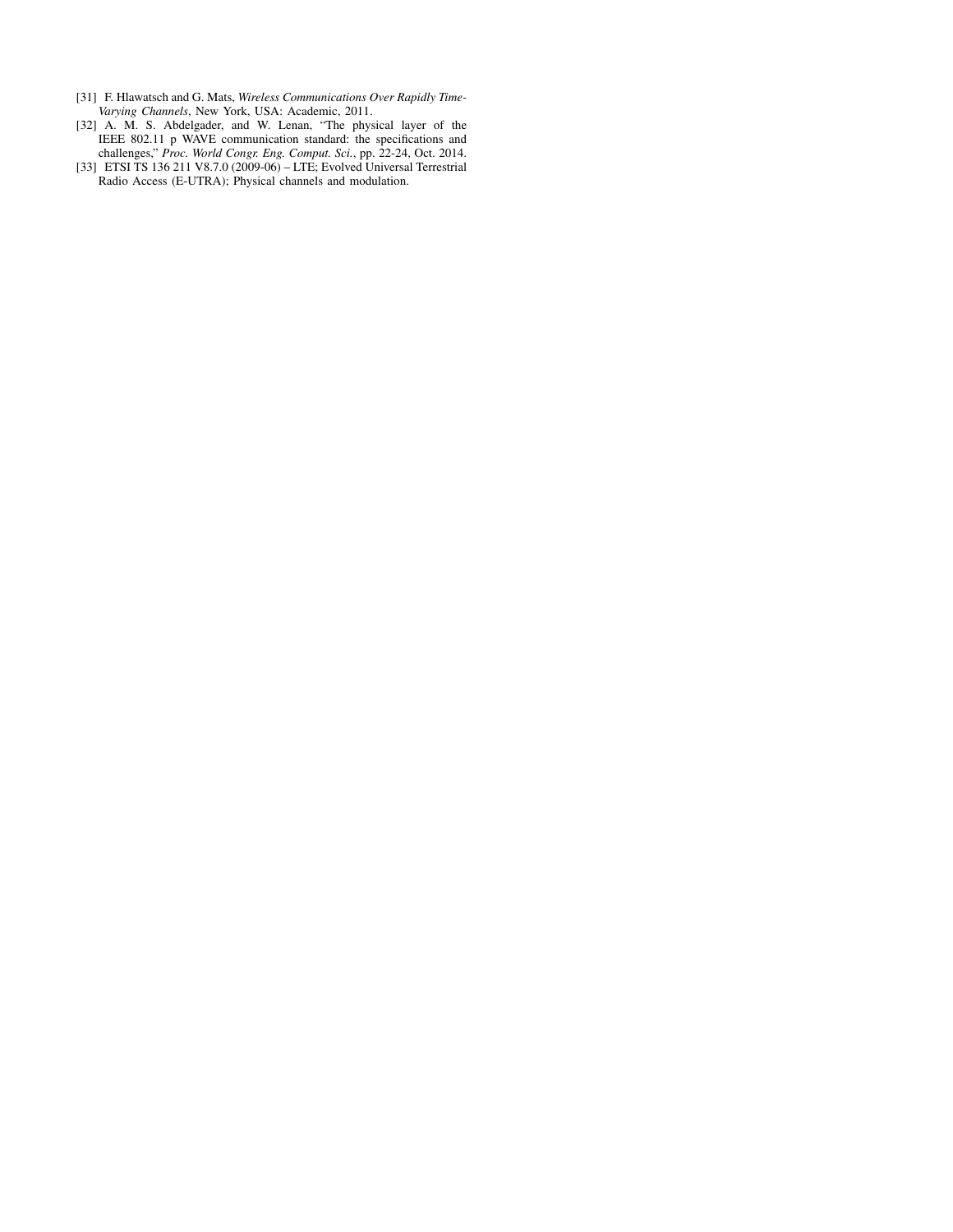[31] F. Hlawatsch and G. Mats, *Wireless Communications Over Rapidly Time-Varying Channels*, New York, USA: Academic, 2011.

[32] A. M. S. Abdelgader, and W. Lenan, "The physical layer of the IEEE 802.11 p WAVE communication standard: the specifications and challenges," *Proc. World Congr. Eng. Comput. Sci.*, pp. 22-24, Oct. 2014.

[33] ETSI TS 136 211 V8.7.0 (2009-06) – LTE; Evolved Universal Terrestrial Radio Access (E-UTRA); Physical channels and modulation.